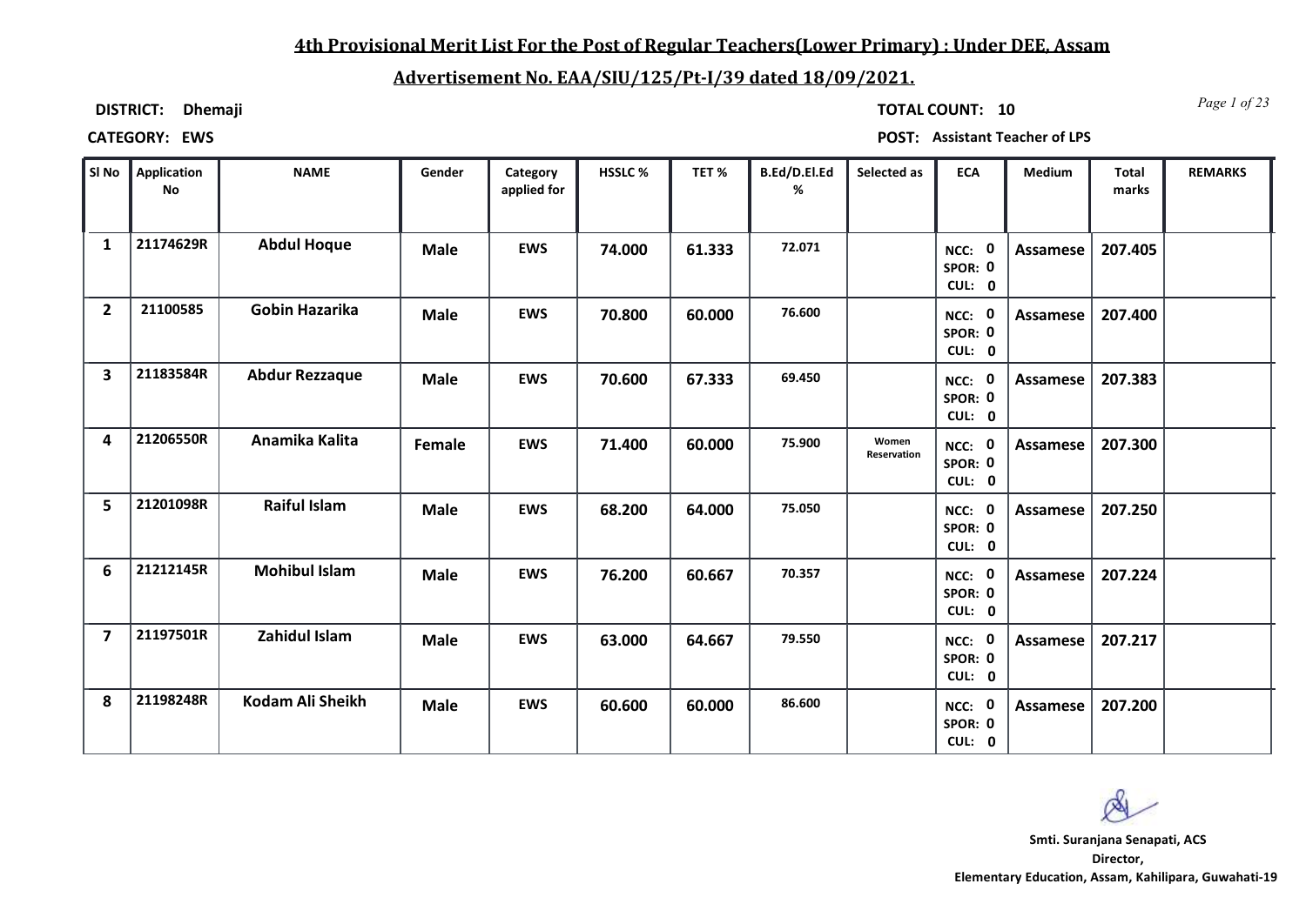# 4th Provisional Merit List For the Post of Regular Teachers(Lower Primary) : Under DEE, Assam

## Advertisement No. EAA/SIU/125/Pt-I/39 dated 18/09/2021.

**DISTRICT:** Dhemaji

**TOTAL COUNT:** 10

**CATEGORY:** EWS

**POST:** Assistant Teacher of LPS

| Sl No | Application No | NAME | Gender | Category applied for | HSSLC % | TET % | B.Ed/D.El.Ed % | Selected as | ECA | Medium | Total marks | REMARKS |
|---|---|---|---|---|---|---|---|---|---|---|---|---|
| 1 | 21174629R | Abdul Hoque | Male | EWS | 74.000 | 61.333 | 72.071 | | NCC: 0 SPOR: 0 CUL: 0 | Assamese | 207.405 | |
| 2 | 21100585 | Gobin Hazarika | Male | EWS | 70.800 | 60.000 | 76.600 | | NCC: 0 SPOR: 0 CUL: 0 | Assamese | 207.400 | |
| 3 | 21183584R | Abdur Rezzaque | Male | EWS | 70.600 | 67.333 | 69.450 | | NCC: 0 SPOR: 0 CUL: 0 | Assamese | 207.383 | |
| 4 | 21206550R | Anamika Kalita | Female | EWS | 71.400 | 60.000 | 75.900 | Women Reservation | NCC: 0 SPOR: 0 CUL: 0 | Assamese | 207.300 | |
| 5 | 21201098R | Raiful Islam | Male | EWS | 68.200 | 64.000 | 75.050 | | NCC: 0 SPOR: 0 CUL: 0 | Assamese | 207.250 | |
| 6 | 21212145R | Mohibul Islam | Male | EWS | 76.200 | 60.667 | 70.357 | | NCC: 0 SPOR: 0 CUL: 0 | Assamese | 207.224 | |
| 7 | 21197501R | Zahidul Islam | Male | EWS | 63.000 | 64.667 | 79.550 | | NCC: 0 SPOR: 0 CUL: 0 | Assamese | 207.217 | |
| 8 | 21198248R | Kodam Ali Sheikh | Male | EWS | 60.600 | 60.000 | 86.600 | | NCC: 0 SPOR: 0 CUL: 0 | Assamese | 207.200 | |

**Smti. Suranjana Senapati, ACS**
**Director,**
**Elementary Education, Assam, Kahilipara, Guwahati-19**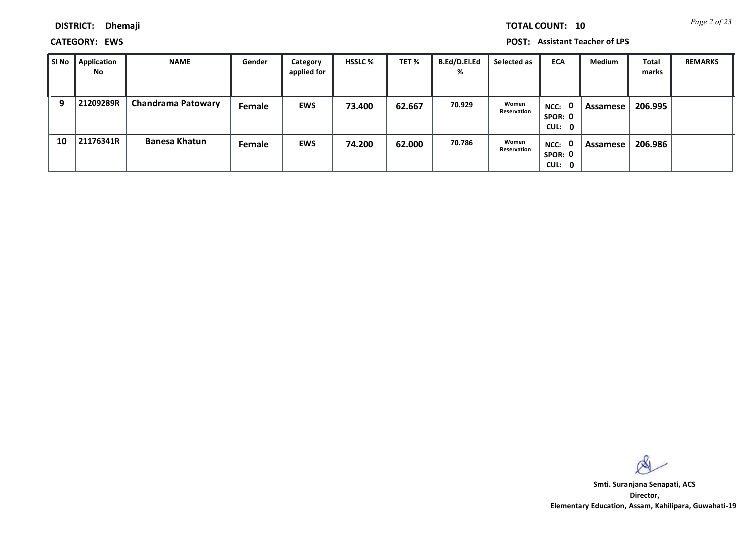**DISTRICT:** Dhemaji

**TOTAL COUNT:** 10

**CATEGORY:** EWS

**POST:** Assistant Teacher of LPS

| Sl No | Application No | NAME | Gender | Category applied for | HSSLC % | TET % | B.Ed/D.El.Ed % | Selected as | ECA | Medium | Total marks | REMARKS |
|---|---|---|---|---|---|---|---|---|---|---|---|---|
| 9 | 21209289R | Chandrama Patowary | Female | EWS | 73.400 | 62.667 | 70.929 | Women Reservation | NCC: 0 SPOR: 0 CUL: 0 | Assamese | 206.995 | |
| 10 | 21176341R | Banesa Khatun | Female | EWS | 74.200 | 62.000 | 70.786 | Women Reservation | NCC: 0 SPOR: 0 CUL: 0 | Assamese | 206.986 | |

**Smti. Suranjana Senapati, ACS**
**Director,**
**Elementary Education, Assam, Kahilipara, Guwahati-19**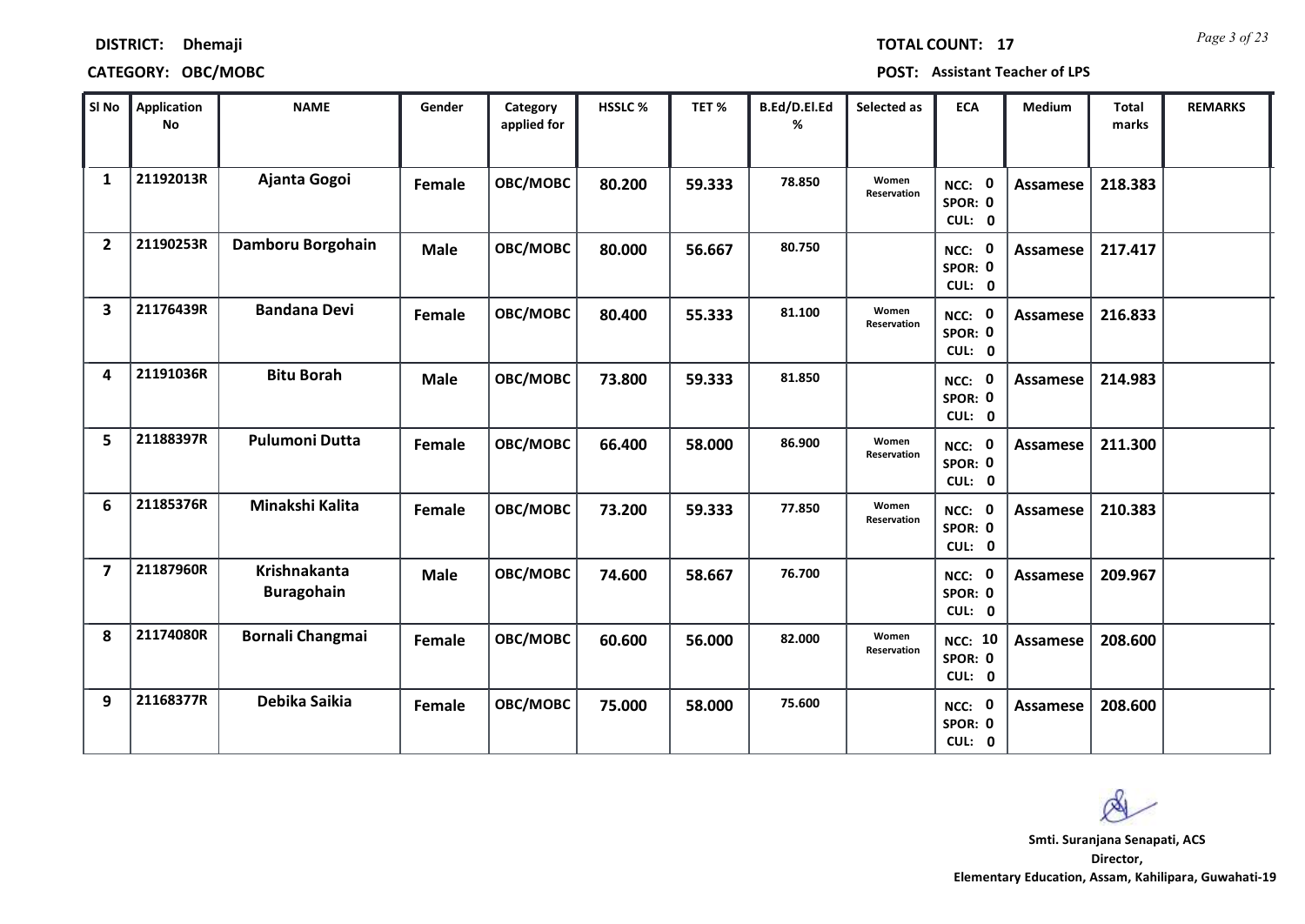**DISTRICT:** Dhemaji **TOTAL COUNT:** 17

**CATEGORY:** OBC/MOBC **POST:** Assistant Teacher of LPS

| Sl No | Application No | NAME | Gender | Category applied for | HSSLC % | TET % | B.Ed/D.El.Ed % | Selected as | ECA | Medium | Total marks | REMARKS |
|---|---|---|---|---|---|---|---|---|---|---|---|---|
| 1 | 21192013R | Ajanta Gogoi | Female | OBC/MOBC | 80.200 | 59.333 | 78.850 | Women Reservation | NCC: 0 SPOR: 0 CUL: 0 | Assamese | 218.383 | |
| 2 | 21190253R | Damboru Borgohain | Male | OBC/MOBC | 80.000 | 56.667 | 80.750 | | NCC: 0 SPOR: 0 CUL: 0 | Assamese | 217.417 | |
| 3 | 21176439R | Bandana Devi | Female | OBC/MOBC | 80.400 | 55.333 | 81.100 | Women Reservation | NCC: 0 SPOR: 0 CUL: 0 | Assamese | 216.833 | |
| 4 | 21191036R | Bitu Borah | Male | OBC/MOBC | 73.800 | 59.333 | 81.850 | | NCC: 0 SPOR: 0 CUL: 0 | Assamese | 214.983 | |
| 5 | 21188397R | Pulumoni Dutta | Female | OBC/MOBC | 66.400 | 58.000 | 86.900 | Women Reservation | NCC: 0 SPOR: 0 CUL: 0 | Assamese | 211.300 | |
| 6 | 21185376R | Minakshi Kalita | Female | OBC/MOBC | 73.200 | 59.333 | 77.850 | Women Reservation | NCC: 0 SPOR: 0 CUL: 0 | Assamese | 210.383 | |
| 7 | 21187960R | Krishnakanta Buragohain | Male | OBC/MOBC | 74.600 | 58.667 | 76.700 | | NCC: 0 SPOR: 0 CUL: 0 | Assamese | 209.967 | |
| 8 | 21174080R | Bornali Changmai | Female | OBC/MOBC | 60.600 | 56.000 | 82.000 | Women Reservation | NCC: 10 SPOR: 0 CUL: 0 | Assamese | 208.600 | |
| 9 | 21168377R | Debika Saikia | Female | OBC/MOBC | 75.000 | 58.000 | 75.600 | | NCC: 0 SPOR: 0 CUL: 0 | Assamese | 208.600 | |

**Smti. Suranjana Senapati, ACS**
**Director,**
**Elementary Education, Assam, Kahilipara, Guwahati-19**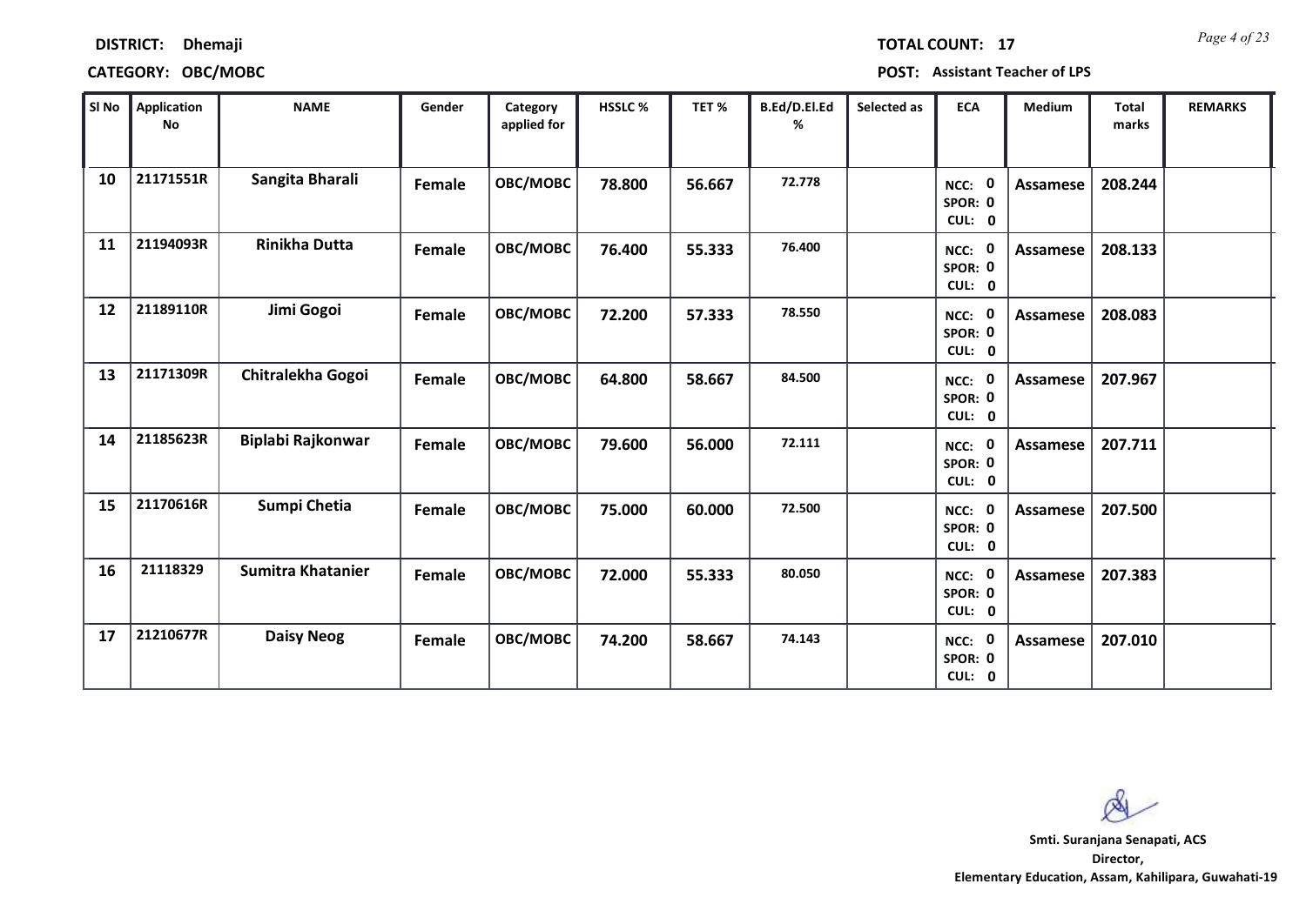**DISTRICT: Dhemaji** **TOTAL COUNT: 17**

**CATEGORY: OBC/MOBC** **POST: Assistant Teacher of LPS**

| Sl No | Application No | NAME | Gender | Category applied for | HSSLC % | TET % | B.Ed/D.El.Ed % | Selected as | ECA | Medium | Total marks | REMARKS |
|---|---|---|---|---|---|---|---|---|---|---|---|---|
| 10 | 21171551R | Sangita Bharali | Female | OBC/MOBC | 78.800 | 56.667 | 72.778 | | NCC: 0 SPOR: 0 CUL: 0 | Assamese | 208.244 | |
| 11 | 21194093R | Rinikha Dutta | Female | OBC/MOBC | 76.400 | 55.333 | 76.400 | | NCC: 0 SPOR: 0 CUL: 0 | Assamese | 208.133 | |
| 12 | 21189110R | Jimi Gogoi | Female | OBC/MOBC | 72.200 | 57.333 | 78.550 | | NCC: 0 SPOR: 0 CUL: 0 | Assamese | 208.083 | |
| 13 | 21171309R | Chitralekha Gogoi | Female | OBC/MOBC | 64.800 | 58.667 | 84.500 | | NCC: 0 SPOR: 0 CUL: 0 | Assamese | 207.967 | |
| 14 | 21185623R | Biplabi Rajkonwar | Female | OBC/MOBC | 79.600 | 56.000 | 72.111 | | NCC: 0 SPOR: 0 CUL: 0 | Assamese | 207.711 | |
| 15 | 21170616R | Sumpi Chetia | Female | OBC/MOBC | 75.000 | 60.000 | 72.500 | | NCC: 0 SPOR: 0 CUL: 0 | Assamese | 207.500 | |
| 16 | 21118329 | Sumitra Khatanier | Female | OBC/MOBC | 72.000 | 55.333 | 80.050 | | NCC: 0 SPOR: 0 CUL: 0 | Assamese | 207.383 | |
| 17 | 21210677R | Daisy Neog | Female | OBC/MOBC | 74.200 | 58.667 | 74.143 | | NCC: 0 SPOR: 0 CUL: 0 | Assamese | 207.010 | |

**Smti. Suranjana Senapati, ACS**
**Director,**
**Elementary Education, Assam, Kahilipara, Guwahati-19**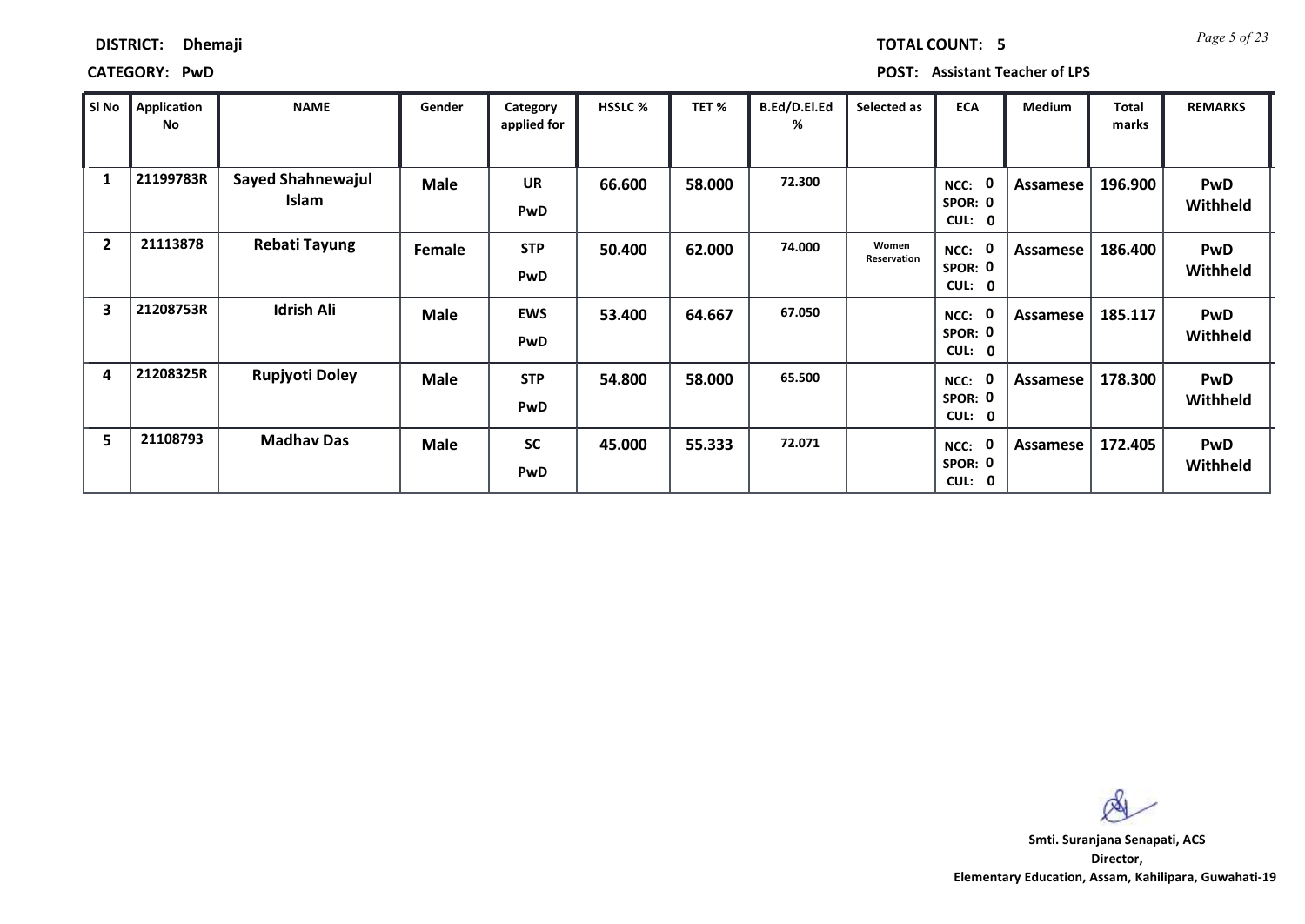**DISTRICT:** Dhemaji **TOTAL COUNT:** 5

**CATEGORY:** PwD **POST:** Assistant Teacher of LPS

| Sl No | Application No | NAME | Gender | Category applied for | HSSLC % | TET % | B.Ed/D.El.Ed % | Selected as | ECA | Medium | Total marks | REMARKS |
|---|---|---|---|---|---|---|---|---|---|---|---|---|
| 1 | 21199783R | Sayed Shahnewajul Islam | Male | UR PwD | 66.600 | 58.000 | 72.300 | | NCC: 0 SPOR: 0 CUL: 0 | Assamese | 196.900 | PwD Withheld |
| 2 | 21113878 | Rebati Tayung | Female | STP PwD | 50.400 | 62.000 | 74.000 | Women Reservation | NCC: 0 SPOR: 0 CUL: 0 | Assamese | 186.400 | PwD Withheld |
| 3 | 21208753R | Idrish Ali | Male | EWS PwD | 53.400 | 64.667 | 67.050 | | NCC: 0 SPOR: 0 CUL: 0 | Assamese | 185.117 | PwD Withheld |
| 4 | 21208325R | Rupjyoti Doley | Male | STP PwD | 54.800 | 58.000 | 65.500 | | NCC: 0 SPOR: 0 CUL: 0 | Assamese | 178.300 | PwD Withheld |
| 5 | 21108793 | Madhav Das | Male | SC PwD | 45.000 | 55.333 | 72.071 | | NCC: 0 SPOR: 0 CUL: 0 | Assamese | 172.405 | PwD Withheld |

**Smti. Suranjana Senapati, ACS**
**Director,**
**Elementary Education, Assam, Kahilipara, Guwahati-19**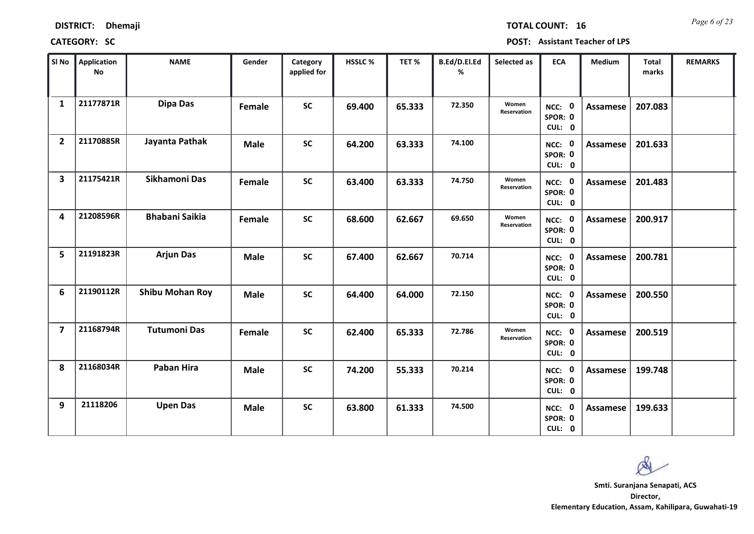**DISTRICT:** Dhemaji

**TOTAL COUNT:** 16

**CATEGORY:** SC

**POST:** Assistant Teacher of LPS

| Sl No | Application No | NAME | Gender | Category applied for | HSSLC % | TET % | B.Ed/D.El.Ed % | Selected as | ECA | Medium | Total marks | REMARKS |
|---|---|---|---|---|---|---|---|---|---|---|---|---|
| 1 | 21177871R | Dipa Das | Female | SC | 69.400 | 65.333 | 72.350 | Women Reservation | NCC: 0 SPOR: 0 CUL: 0 | Assamese | 207.083 | |
| 2 | 21170885R | Jayanta Pathak | Male | SC | 64.200 | 63.333 | 74.100 | | NCC: 0 SPOR: 0 CUL: 0 | Assamese | 201.633 | |
| 3 | 21175421R | Sikhamoni Das | Female | SC | 63.400 | 63.333 | 74.750 | Women Reservation | NCC: 0 SPOR: 0 CUL: 0 | Assamese | 201.483 | |
| 4 | 21208596R | Bhabani Saikia | Female | SC | 68.600 | 62.667 | 69.650 | Women Reservation | NCC: 0 SPOR: 0 CUL: 0 | Assamese | 200.917 | |
| 5 | 21191823R | Arjun Das | Male | SC | 67.400 | 62.667 | 70.714 | | NCC: 0 SPOR: 0 CUL: 0 | Assamese | 200.781 | |
| 6 | 21190112R | Shibu Mohan Roy | Male | SC | 64.400 | 64.000 | 72.150 | | NCC: 0 SPOR: 0 CUL: 0 | Assamese | 200.550 | |
| 7 | 21168794R | Tutumoni Das | Female | SC | 62.400 | 65.333 | 72.786 | Women Reservation | NCC: 0 SPOR: 0 CUL: 0 | Assamese | 200.519 | |
| 8 | 21168034R | Paban Hira | Male | SC | 74.200 | 55.333 | 70.214 | | NCC: 0 SPOR: 0 CUL: 0 | Assamese | 199.748 | |
| 9 | 21118206 | Upen Das | Male | SC | 63.800 | 61.333 | 74.500 | | NCC: 0 SPOR: 0 CUL: 0 | Assamese | 199.633 | |

**Smti. Suranjana Senapati, ACS**
**Director,**
**Elementary Education, Assam, Kahilipara, Guwahati-19**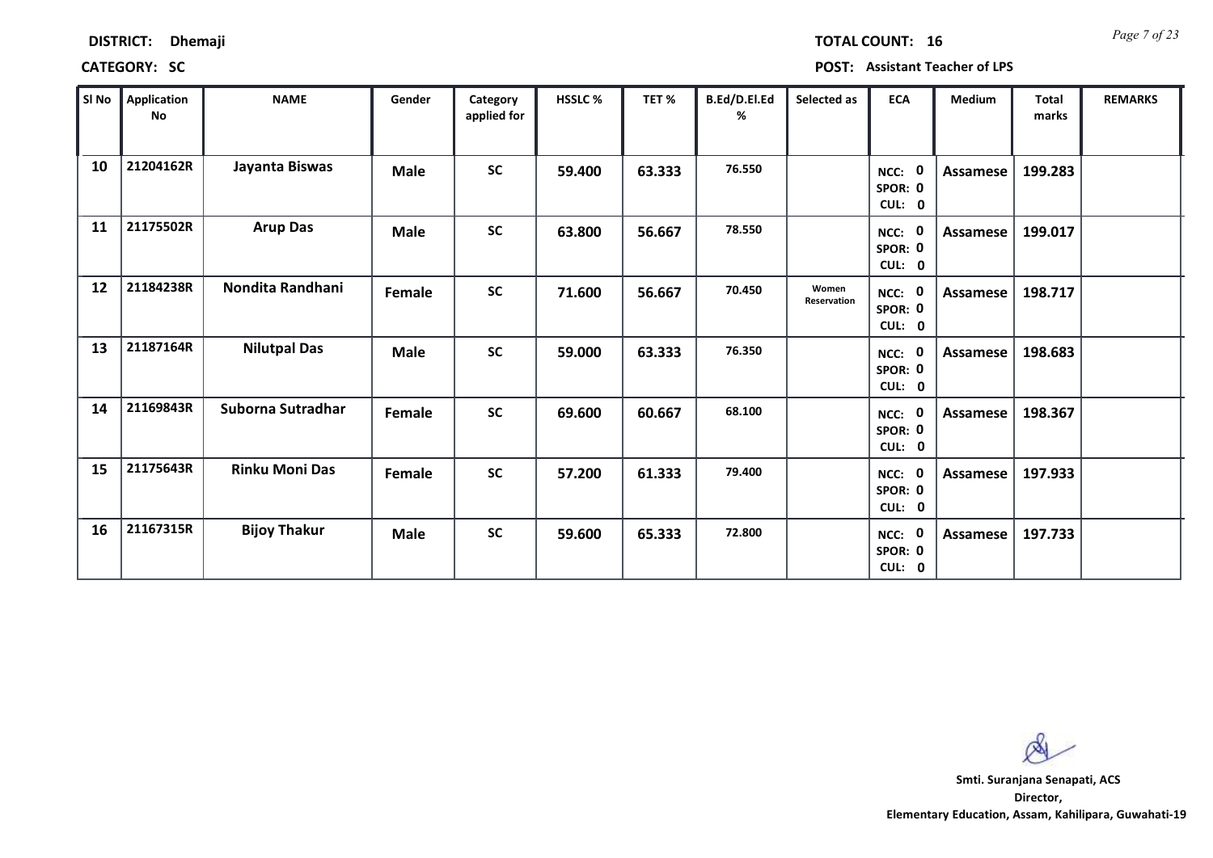**DISTRICT:** Dhemaji

**TOTAL COUNT:** 16

**CATEGORY:** SC

**POST:** Assistant Teacher of LPS

| Sl No | Application No | NAME | Gender | Category applied for | HSSLC % | TET % | B.Ed/D.El.Ed % | Selected as | ECA | Medium | Total marks | REMARKS |
|---|---|---|---|---|---|---|---|---|---|---|---|---|
| 10 | 21204162R | Jayanta Biswas | Male | SC | 59.400 | 63.333 | 76.550 | | NCC: 0 SPOR: 0 CUL: 0 | Assamese | 199.283 | |
| 11 | 21175502R | Arup Das | Male | SC | 63.800 | 56.667 | 78.550 | | NCC: 0 SPOR: 0 CUL: 0 | Assamese | 199.017 | |
| 12 | 21184238R | Nondita Randhani | Female | SC | 71.600 | 56.667 | 70.450 | Women Reservation | NCC: 0 SPOR: 0 CUL: 0 | Assamese | 198.717 | |
| 13 | 21187164R | Nilutpal Das | Male | SC | 59.000 | 63.333 | 76.350 | | NCC: 0 SPOR: 0 CUL: 0 | Assamese | 198.683 | |
| 14 | 21169843R | Suborna Sutradhar | Female | SC | 69.600 | 60.667 | 68.100 | | NCC: 0 SPOR: 0 CUL: 0 | Assamese | 198.367 | |
| 15 | 21175643R | Rinku Moni Das | Female | SC | 57.200 | 61.333 | 79.400 | | NCC: 0 SPOR: 0 CUL: 0 | Assamese | 197.933 | |
| 16 | 21167315R | Bijoy Thakur | Male | SC | 59.600 | 65.333 | 72.800 | | NCC: 0 SPOR: 0 CUL: 0 | Assamese | 197.733 | |

**Smti. Suranjana Senapati, ACS**
**Director,**
**Elementary Education, Assam, Kahilipara, Guwahati-19**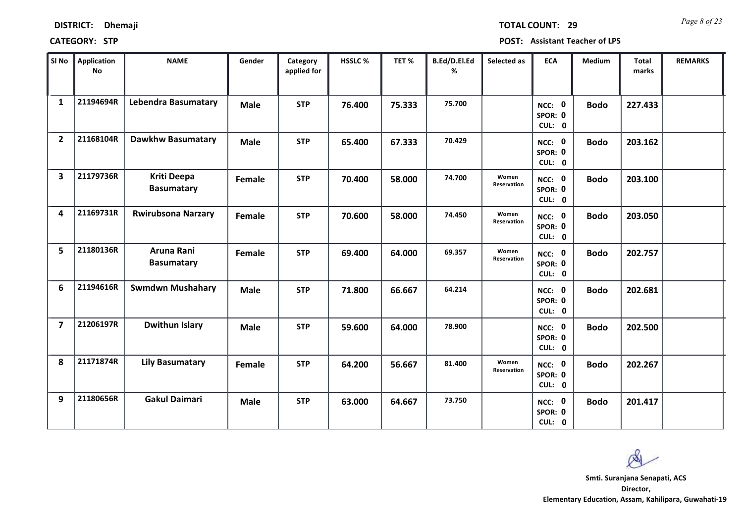**DISTRICT:** Dhemaji

**TOTAL COUNT:** 29

**CATEGORY:** STP

**POST:** Assistant Teacher of LPS

| Sl No | Application No | NAME | Gender | Category applied for | HSSLC % | TET % | B.Ed/D.El.Ed % | Selected as | ECA | Medium | Total marks | REMARKS |
|---|---|---|---|---|---|---|---|---|---|---|---|---|
| 1 | 21194694R | Lebendra Basumatary | Male | STP | 76.400 | 75.333 | 75.700 | | NCC: 0 SPOR: 0 CUL: 0 | Bodo | 227.433 | |
| 2 | 21168104R | Dawkhw Basumatary | Male | STP | 65.400 | 67.333 | 70.429 | | NCC: 0 SPOR: 0 CUL: 0 | Bodo | 203.162 | |
| 3 | 21179736R | Kriti Deepa Basumatary | Female | STP | 70.400 | 58.000 | 74.700 | Women Reservation | NCC: 0 SPOR: 0 CUL: 0 | Bodo | 203.100 | |
| 4 | 21169731R | Rwirubsona Narzary | Female | STP | 70.600 | 58.000 | 74.450 | Women Reservation | NCC: 0 SPOR: 0 CUL: 0 | Bodo | 203.050 | |
| 5 | 21180136R | Aruna Rani Basumatary | Female | STP | 69.400 | 64.000 | 69.357 | Women Reservation | NCC: 0 SPOR: 0 CUL: 0 | Bodo | 202.757 | |
| 6 | 21194616R | Swmdwn Mushahary | Male | STP | 71.800 | 66.667 | 64.214 | | NCC: 0 SPOR: 0 CUL: 0 | Bodo | 202.681 | |
| 7 | 21206197R | Dwithun Islary | Male | STP | 59.600 | 64.000 | 78.900 | | NCC: 0 SPOR: 0 CUL: 0 | Bodo | 202.500 | |
| 8 | 21171874R | Lily Basumatary | Female | STP | 64.200 | 56.667 | 81.400 | Women Reservation | NCC: 0 SPOR: 0 CUL: 0 | Bodo | 202.267 | |
| 9 | 21180656R | Gakul Daimari | Male | STP | 63.000 | 64.667 | 73.750 | | NCC: 0 SPOR: 0 CUL: 0 | Bodo | 201.417 | |

**Smti. Suranjana Senapati, ACS**
**Director,**
**Elementary Education, Assam, Kahilipara, Guwahati-19**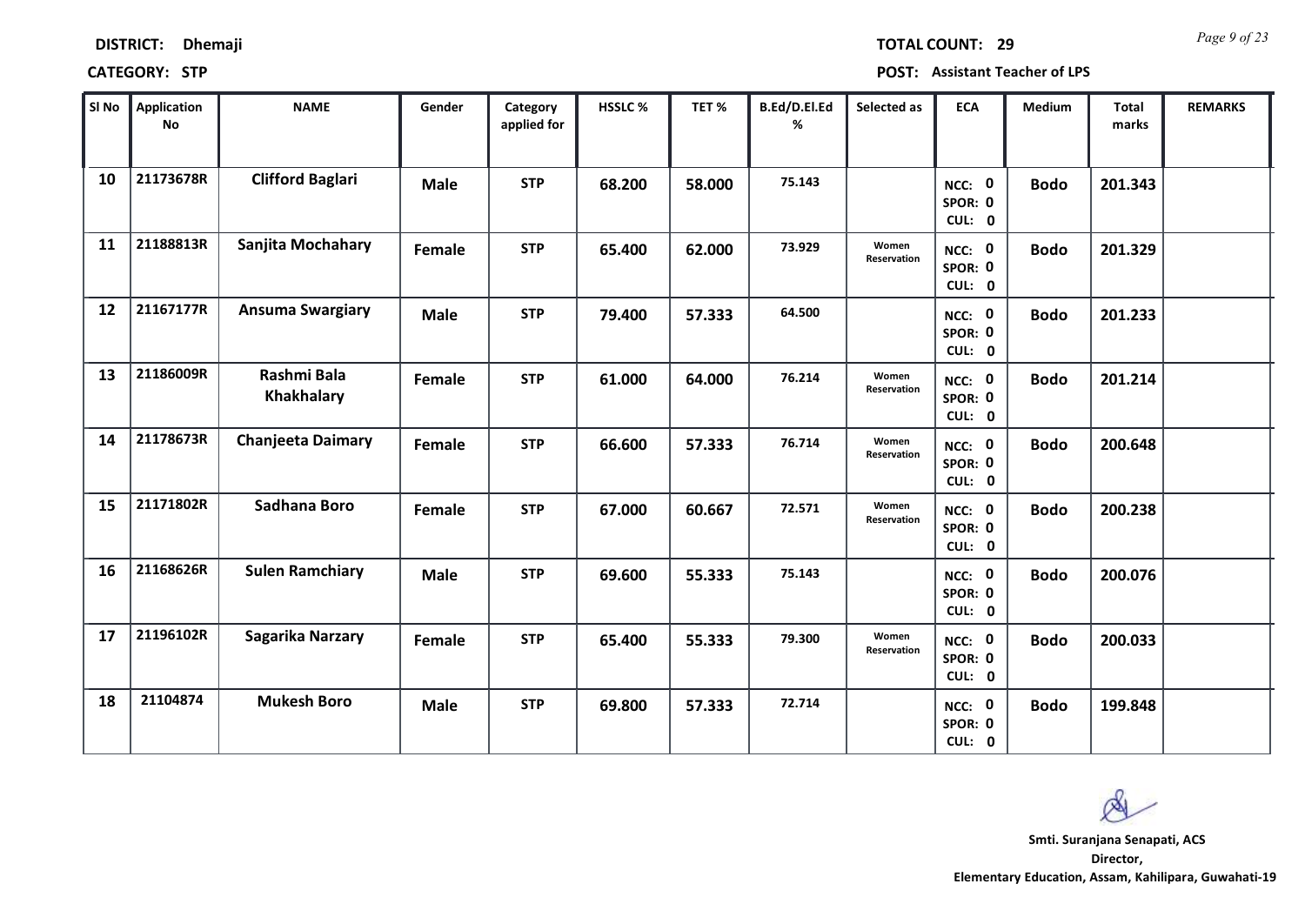**DISTRICT:** Dhemaji

**TOTAL COUNT:** 29

**CATEGORY:** STP

**POST:** Assistant Teacher of LPS

| Sl No | Application No | NAME | Gender | Category applied for | HSSLC % | TET % | B.Ed/D.El.Ed % | Selected as | ECA | Medium | Total marks | REMARKS |
|---|---|---|---|---|---|---|---|---|---|---|---|---|
| 10 | 21173678R | Clifford Baglari | Male | STP | 68.200 | 58.000 | 75.143 | | NCC: 0 SPOR: 0 CUL: 0 | Bodo | 201.343 | |
| 11 | 21188813R | Sanjita Mochahary | Female | STP | 65.400 | 62.000 | 73.929 | Women Reservation | NCC: 0 SPOR: 0 CUL: 0 | Bodo | 201.329 | |
| 12 | 21167177R | Ansuma Swargiary | Male | STP | 79.400 | 57.333 | 64.500 | | NCC: 0 SPOR: 0 CUL: 0 | Bodo | 201.233 | |
| 13 | 21186009R | Rashmi Bala Khakhalary | Female | STP | 61.000 | 64.000 | 76.214 | Women Reservation | NCC: 0 SPOR: 0 CUL: 0 | Bodo | 201.214 | |
| 14 | 21178673R | Chanjeeta Daimary | Female | STP | 66.600 | 57.333 | 76.714 | Women Reservation | NCC: 0 SPOR: 0 CUL: 0 | Bodo | 200.648 | |
| 15 | 21171802R | Sadhana Boro | Female | STP | 67.000 | 60.667 | 72.571 | Women Reservation | NCC: 0 SPOR: 0 CUL: 0 | Bodo | 200.238 | |
| 16 | 21168626R | Sulen Ramchiary | Male | STP | 69.600 | 55.333 | 75.143 | | NCC: 0 SPOR: 0 CUL: 0 | Bodo | 200.076 | |
| 17 | 21196102R | Sagarika Narzary | Female | STP | 65.400 | 55.333 | 79.300 | Women Reservation | NCC: 0 SPOR: 0 CUL: 0 | Bodo | 200.033 | |
| 18 | 21104874 | Mukesh Boro | Male | STP | 69.800 | 57.333 | 72.714 | | NCC: 0 SPOR: 0 CUL: 0 | Bodo | 199.848 | |

**Smti. Suranjana Senapati, ACS**
**Director,**
**Elementary Education, Assam, Kahilipara, Guwahati-19**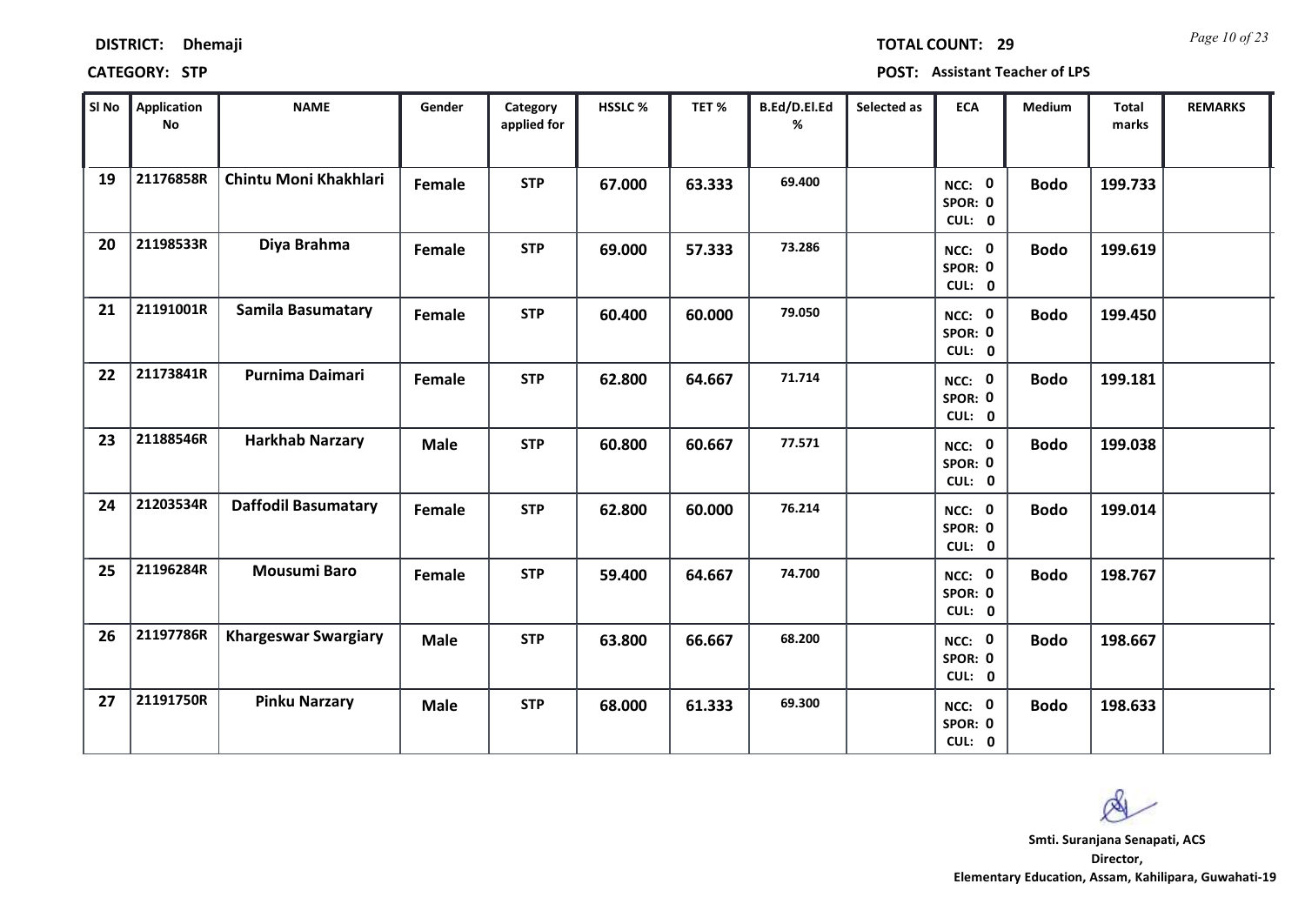**DISTRICT:** Dhemaji

**TOTAL COUNT:** 29

**CATEGORY:** STP

**POST:** Assistant Teacher of LPS

| Sl No | Application No | NAME | Gender | Category applied for | HSSLC % | TET % | B.Ed/D.El.Ed % | Selected as | ECA | Medium | Total marks | REMARKS |
|---|---|---|---|---|---|---|---|---|---|---|---|---|
| 19 | 21176858R | Chintu Moni Khakhlari | Female | STP | 67.000 | 63.333 | 69.400 | | NCC: 0 SPOR: 0 CUL: 0 | Bodo | 199.733 | |
| 20 | 21198533R | Diya Brahma | Female | STP | 69.000 | 57.333 | 73.286 | | NCC: 0 SPOR: 0 CUL: 0 | Bodo | 199.619 | |
| 21 | 21191001R | Samila Basumatary | Female | STP | 60.400 | 60.000 | 79.050 | | NCC: 0 SPOR: 0 CUL: 0 | Bodo | 199.450 | |
| 22 | 21173841R | Purnima Daimari | Female | STP | 62.800 | 64.667 | 71.714 | | NCC: 0 SPOR: 0 CUL: 0 | Bodo | 199.181 | |
| 23 | 21188546R | Harkhab Narzary | Male | STP | 60.800 | 60.667 | 77.571 | | NCC: 0 SPOR: 0 CUL: 0 | Bodo | 199.038 | |
| 24 | 21203534R | Daffodil Basumatary | Female | STP | 62.800 | 60.000 | 76.214 | | NCC: 0 SPOR: 0 CUL: 0 | Bodo | 199.014 | |
| 25 | 21196284R | Mousumi Baro | Female | STP | 59.400 | 64.667 | 74.700 | | NCC: 0 SPOR: 0 CUL: 0 | Bodo | 198.767 | |
| 26 | 21197786R | Khargeswar Swargiary | Male | STP | 63.800 | 66.667 | 68.200 | | NCC: 0 SPOR: 0 CUL: 0 | Bodo | 198.667 | |
| 27 | 21191750R | Pinku Narzary | Male | STP | 68.000 | 61.333 | 69.300 | | NCC: 0 SPOR: 0 CUL: 0 | Bodo | 198.633 | |

**Smti. Suranjana Senapati, ACS**
**Director,**
**Elementary Education, Assam, Kahilipara, Guwahati-19**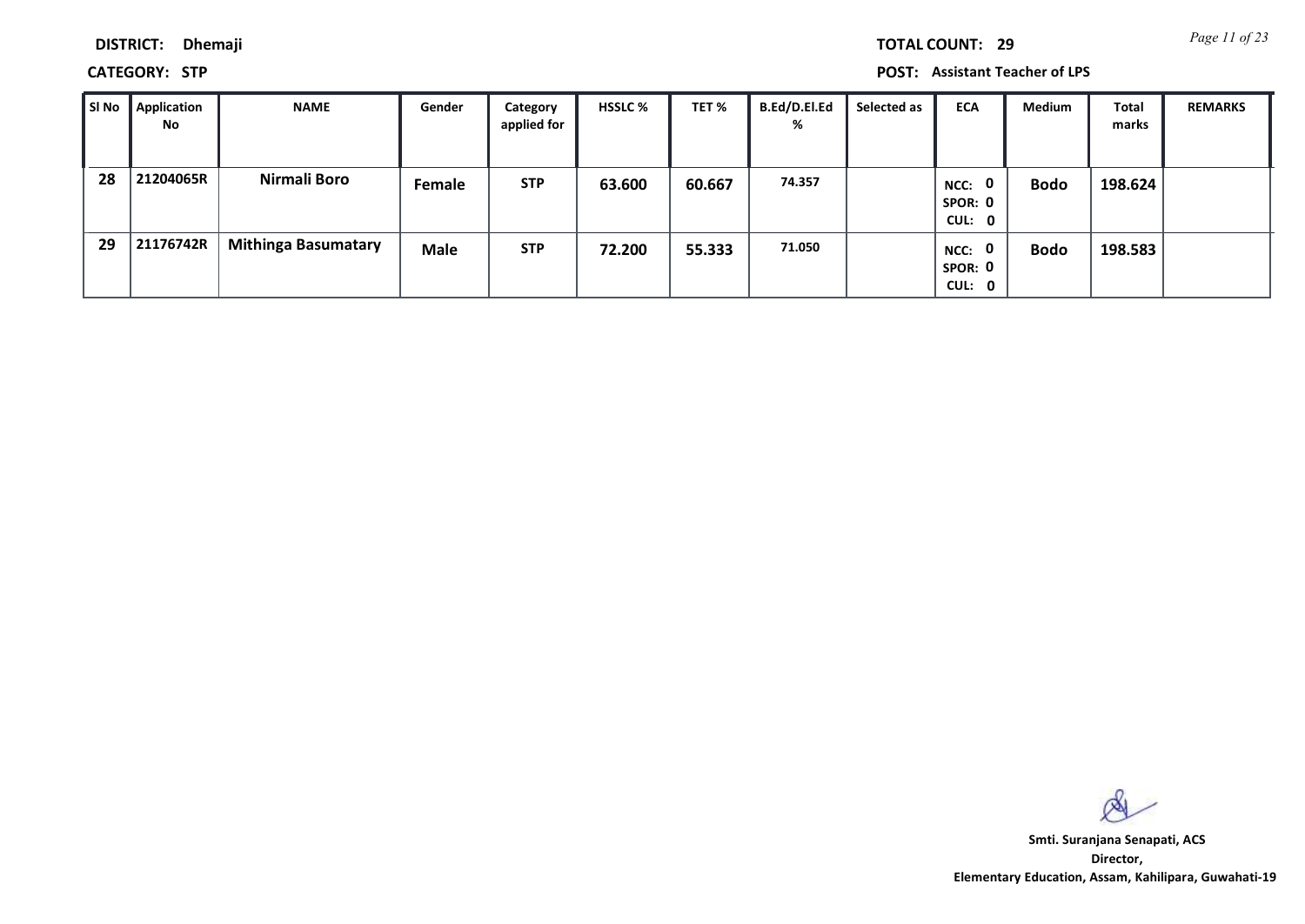**DISTRICT:** Dhemaji

**TOTAL COUNT:** 29

**CATEGORY:** STP

**POST:** Assistant Teacher of LPS

| Sl No | Application No | NAME | Gender | Category applied for | HSSLC % | TET % | B.Ed/D.El.Ed % | Selected as | ECA | Medium | Total marks | REMARKS |
|---|---|---|---|---|---|---|---|---|---|---|---|---|
| 28 | 21204065R | Nirmali Boro | Female | STP | 63.600 | 60.667 | 74.357 | | NCC: 0 SPOR: 0 CUL: 0 | Bodo | 198.624 | |
| 29 | 21176742R | Mithinga Basumatary | Male | STP | 72.200 | 55.333 | 71.050 | | NCC: 0 SPOR: 0 CUL: 0 | Bodo | 198.583 | |

**Smti. Suranjana Senapati, ACS**
**Director,**
**Elementary Education, Assam, Kahilipara, Guwahati-19**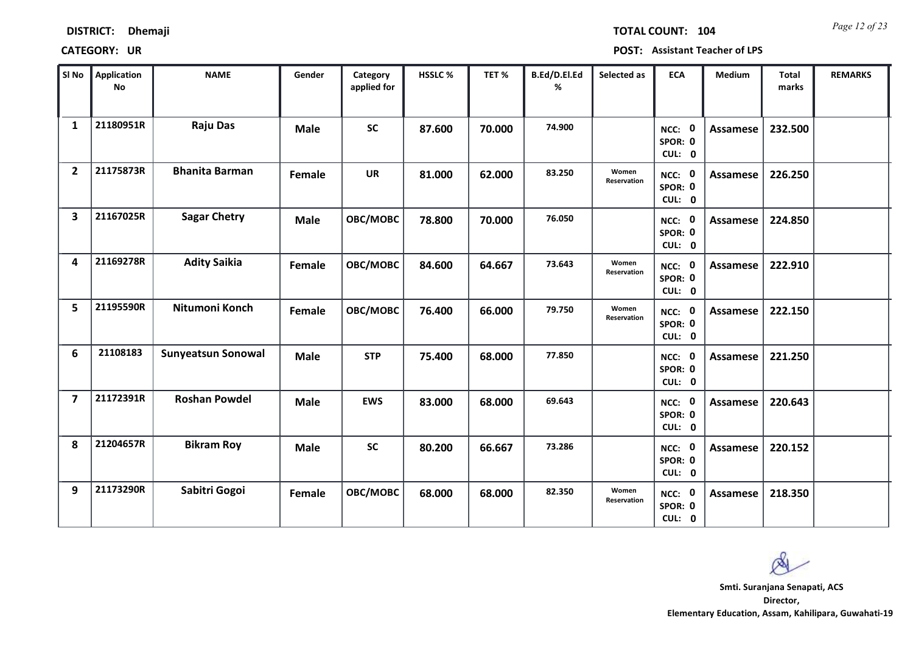**DISTRICT:** Dhemaji **TOTAL COUNT:** 104

**CATEGORY:** UR **POST:** Assistant Teacher of LPS

| Sl No | Application No | NAME | Gender | Category applied for | HSSLC % | TET % | B.Ed/D.El.Ed % | Selected as | ECA | Medium | Total marks | REMARKS |
|---|---|---|---|---|---|---|---|---|---|---|---|---|
| 1 | 21180951R | Raju Das | Male | SC | 87.600 | 70.000 | 74.900 | | NCC: 0 SPOR: 0 CUL: 0 | Assamese | 232.500 | |
| 2 | 21175873R | Bhanita Barman | Female | UR | 81.000 | 62.000 | 83.250 | Women Reservation | NCC: 0 SPOR: 0 CUL: 0 | Assamese | 226.250 | |
| 3 | 21167025R | Sagar Chetry | Male | OBC/MOBC | 78.800 | 70.000 | 76.050 | | NCC: 0 SPOR: 0 CUL: 0 | Assamese | 224.850 | |
| 4 | 21169278R | Adity Saikia | Female | OBC/MOBC | 84.600 | 64.667 | 73.643 | Women Reservation | NCC: 0 SPOR: 0 CUL: 0 | Assamese | 222.910 | |
| 5 | 21195590R | Nitumoni Konch | Female | OBC/MOBC | 76.400 | 66.000 | 79.750 | Women Reservation | NCC: 0 SPOR: 0 CUL: 0 | Assamese | 222.150 | |
| 6 | 21108183 | Sunyeatsun Sonowal | Male | STP | 75.400 | 68.000 | 77.850 | | NCC: 0 SPOR: 0 CUL: 0 | Assamese | 221.250 | |
| 7 | 21172391R | Roshan Powdel | Male | EWS | 83.000 | 68.000 | 69.643 | | NCC: 0 SPOR: 0 CUL: 0 | Assamese | 220.643 | |
| 8 | 21204657R | Bikram Roy | Male | SC | 80.200 | 66.667 | 73.286 | | NCC: 0 SPOR: 0 CUL: 0 | Assamese | 220.152 | |
| 9 | 21173290R | Sabitri Gogoi | Female | OBC/MOBC | 68.000 | 68.000 | 82.350 | Women Reservation | NCC: 0 SPOR: 0 CUL: 0 | Assamese | 218.350 | |

**Smti. Suranjana Senapati, ACS**
**Director,**
**Elementary Education, Assam, Kahilipara, Guwahati-19**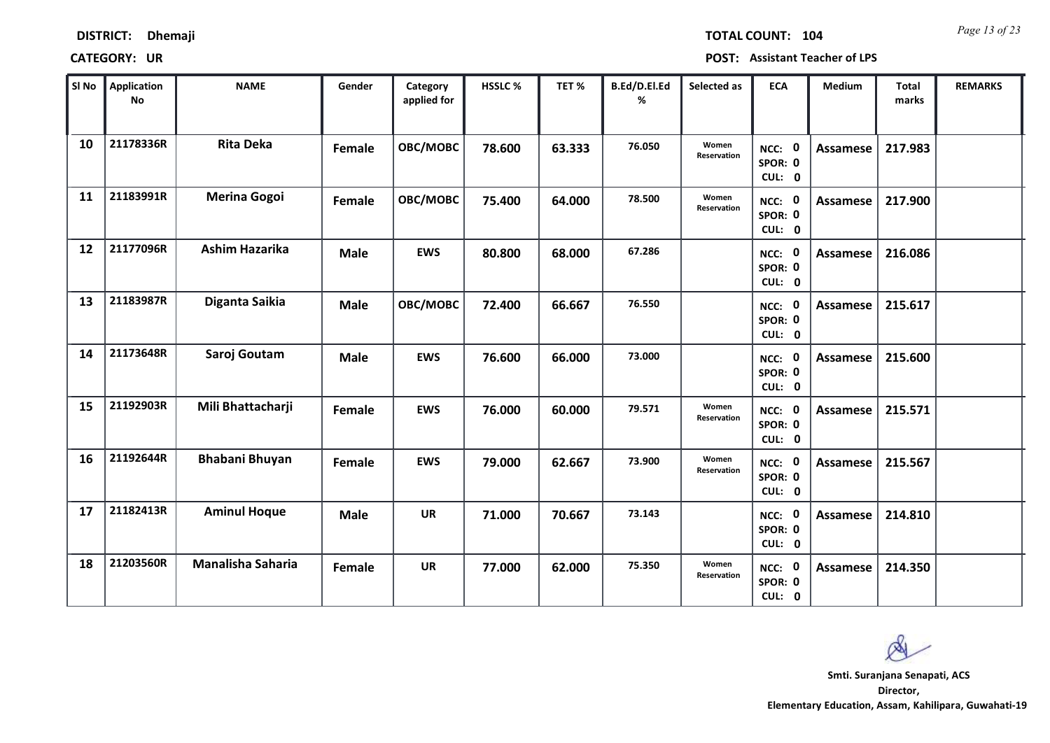**DISTRICT:** Dhemaji **TOTAL COUNT:** 104

**CATEGORY:** UR **POST:** Assistant Teacher of LPS

| Sl No | Application No | NAME | Gender | Category applied for | HSSLC % | TET % | B.Ed/D.El.Ed % | Selected as | ECA | Medium | Total marks | REMARKS |
|---|---|---|---|---|---|---|---|---|---|---|---|---|
| 10 | 21178336R | Rita Deka | Female | OBC/MOBC | 78.600 | 63.333 | 76.050 | Women Reservation | NCC: 0 SPOR: 0 CUL: 0 | Assamese | 217.983 | |
| 11 | 21183991R | Merina Gogoi | Female | OBC/MOBC | 75.400 | 64.000 | 78.500 | Women Reservation | NCC: 0 SPOR: 0 CUL: 0 | Assamese | 217.900 | |
| 12 | 21177096R | Ashim Hazarika | Male | EWS | 80.800 | 68.000 | 67.286 | | NCC: 0 SPOR: 0 CUL: 0 | Assamese | 216.086 | |
| 13 | 21183987R | Diganta Saikia | Male | OBC/MOBC | 72.400 | 66.667 | 76.550 | | NCC: 0 SPOR: 0 CUL: 0 | Assamese | 215.617 | |
| 14 | 21173648R | Saroj Goutam | Male | EWS | 76.600 | 66.000 | 73.000 | | NCC: 0 SPOR: 0 CUL: 0 | Assamese | 215.600 | |
| 15 | 21192903R | Mili Bhattacharji | Female | EWS | 76.000 | 60.000 | 79.571 | Women Reservation | NCC: 0 SPOR: 0 CUL: 0 | Assamese | 215.571 | |
| 16 | 21192644R | Bhabani Bhuyan | Female | EWS | 79.000 | 62.667 | 73.900 | Women Reservation | NCC: 0 SPOR: 0 CUL: 0 | Assamese | 215.567 | |
| 17 | 21182413R | Aminul Hoque | Male | UR | 71.000 | 70.667 | 73.143 | | NCC: 0 SPOR: 0 CUL: 0 | Assamese | 214.810 | |
| 18 | 21203560R | Manalisha Saharia | Female | UR | 77.000 | 62.000 | 75.350 | Women Reservation | NCC: 0 SPOR: 0 CUL: 0 | Assamese | 214.350 | |

**Smti. Suranjana Senapati, ACS**
**Director,**
**Elementary Education, Assam, Kahilipara, Guwahati-19**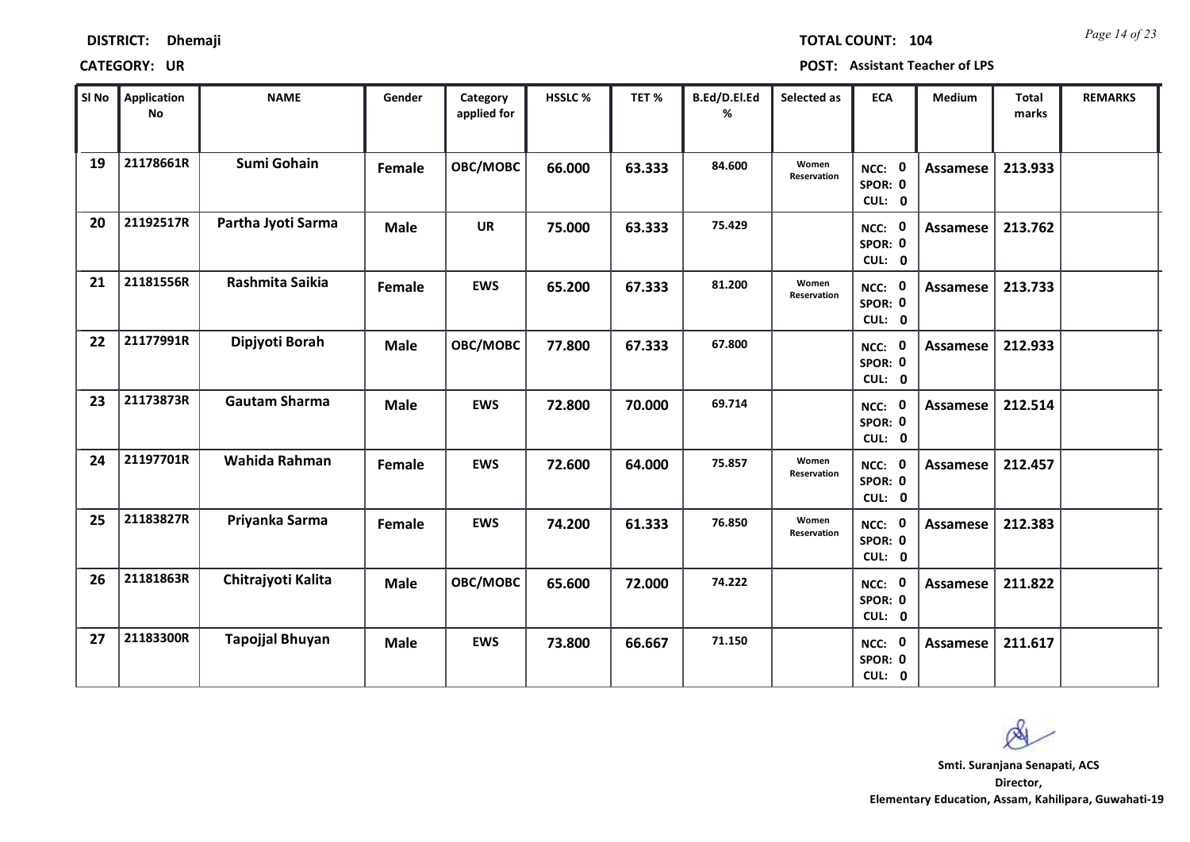**DISTRICT:** Dhemaji

**TOTAL COUNT:** 104

**CATEGORY:** UR

**POST:** Assistant Teacher of LPS

| Sl No | Application No | NAME | Gender | Category applied for | HSSLC % | TET % | B.Ed/D.El.Ed % | Selected as | ECA | Medium | Total marks | REMARKS |
|---|---|---|---|---|---|---|---|---|---|---|---|---|
| 19 | 21178661R | Sumi Gohain | Female | OBC/MOBC | 66.000 | 63.333 | 84.600 | Women Reservation | NCC: 0 SPOR: 0 CUL: 0 | Assamese | 213.933 | |
| 20 | 21192517R | Partha Jyoti Sarma | Male | UR | 75.000 | 63.333 | 75.429 | | NCC: 0 SPOR: 0 CUL: 0 | Assamese | 213.762 | |
| 21 | 21181556R | Rashmita Saikia | Female | EWS | 65.200 | 67.333 | 81.200 | Women Reservation | NCC: 0 SPOR: 0 CUL: 0 | Assamese | 213.733 | |
| 22 | 21177991R | Dipjyoti Borah | Male | OBC/MOBC | 77.800 | 67.333 | 67.800 | | NCC: 0 SPOR: 0 CUL: 0 | Assamese | 212.933 | |
| 23 | 21173873R | Gautam Sharma | Male | EWS | 72.800 | 70.000 | 69.714 | | NCC: 0 SPOR: 0 CUL: 0 | Assamese | 212.514 | |
| 24 | 21197701R | Wahida Rahman | Female | EWS | 72.600 | 64.000 | 75.857 | Women Reservation | NCC: 0 SPOR: 0 CUL: 0 | Assamese | 212.457 | |
| 25 | 21183827R | Priyanka Sarma | Female | EWS | 74.200 | 61.333 | 76.850 | Women Reservation | NCC: 0 SPOR: 0 CUL: 0 | Assamese | 212.383 | |
| 26 | 21181863R | Chitrajyoti Kalita | Male | OBC/MOBC | 65.600 | 72.000 | 74.222 | | NCC: 0 SPOR: 0 CUL: 0 | Assamese | 211.822 | |
| 27 | 21183300R | Tapojjal Bhuyan | Male | EWS | 73.800 | 66.667 | 71.150 | | NCC: 0 SPOR: 0 CUL: 0 | Assamese | 211.617 | |

**Smti. Suranjana Senapati, ACS**
**Director,**
**Elementary Education, Assam, Kahilipara, Guwahati-19**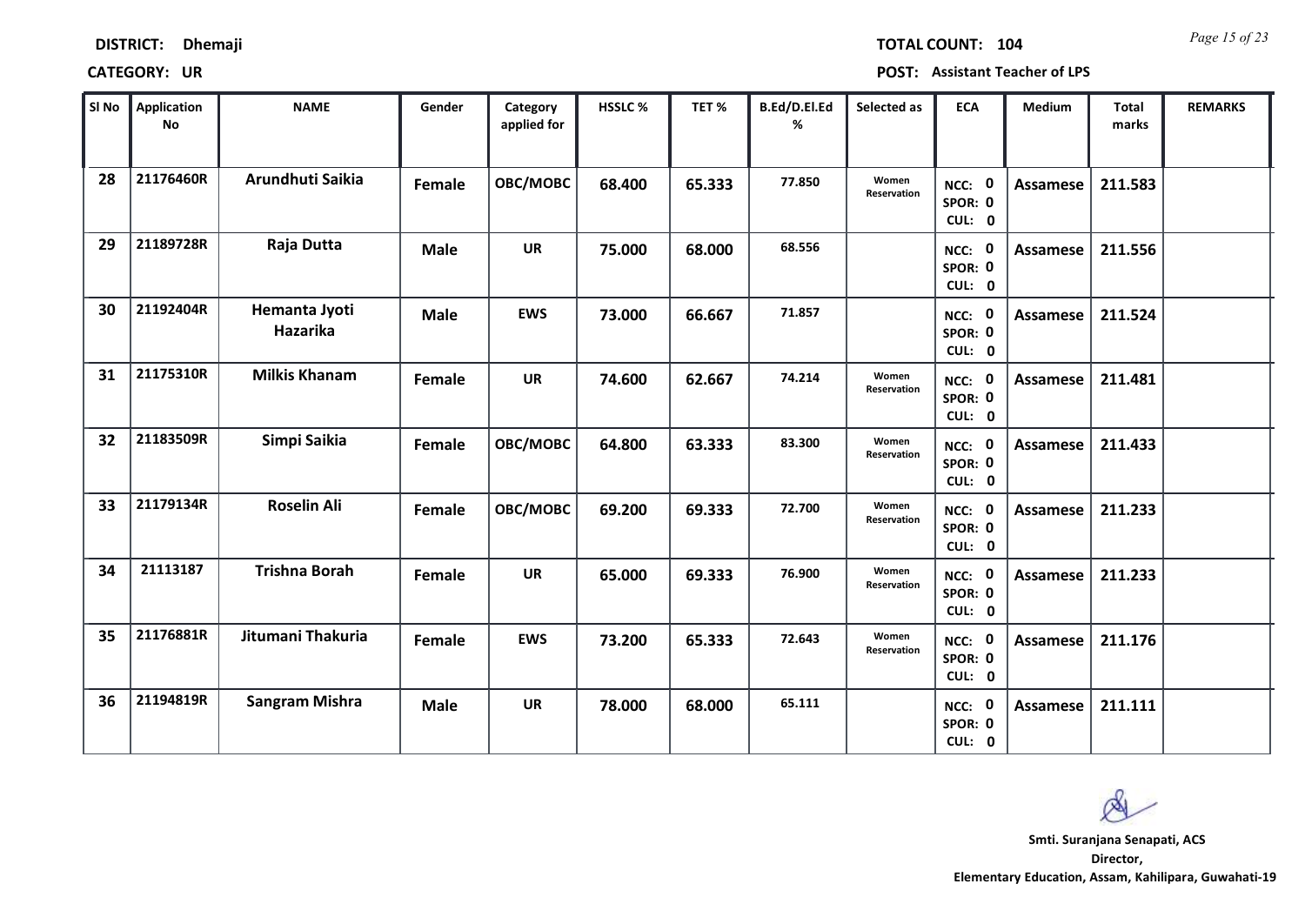**DISTRICT:** Dhemaji

**TOTAL COUNT:** 104

**CATEGORY:** UR

**POST:** Assistant Teacher of LPS

| Sl No | Application No | NAME | Gender | Category applied for | HSSLC % | TET % | B.Ed/D.El.Ed % | Selected as | ECA | Medium | Total marks | REMARKS |
|---|---|---|---|---|---|---|---|---|---|---|---|---|
| 28 | 21176460R | Arundhuti Saikia | Female | OBC/MOBC | 68.400 | 65.333 | 77.850 | Women Reservation | NCC: 0 SPOR: 0 CUL: 0 | Assamese | 211.583 | |
| 29 | 21189728R | Raja Dutta | Male | UR | 75.000 | 68.000 | 68.556 | | NCC: 0 SPOR: 0 CUL: 0 | Assamese | 211.556 | |
| 30 | 21192404R | Hemanta Jyoti Hazarika | Male | EWS | 73.000 | 66.667 | 71.857 | | NCC: 0 SPOR: 0 CUL: 0 | Assamese | 211.524 | |
| 31 | 21175310R | Milkis Khanam | Female | UR | 74.600 | 62.667 | 74.214 | Women Reservation | NCC: 0 SPOR: 0 CUL: 0 | Assamese | 211.481 | |
| 32 | 21183509R | Simpi Saikia | Female | OBC/MOBC | 64.800 | 63.333 | 83.300 | Women Reservation | NCC: 0 SPOR: 0 CUL: 0 | Assamese | 211.433 | |
| 33 | 21179134R | Roselin Ali | Female | OBC/MOBC | 69.200 | 69.333 | 72.700 | Women Reservation | NCC: 0 SPOR: 0 CUL: 0 | Assamese | 211.233 | |
| 34 | 21113187 | Trishna Borah | Female | UR | 65.000 | 69.333 | 76.900 | Women Reservation | NCC: 0 SPOR: 0 CUL: 0 | Assamese | 211.233 | |
| 35 | 21176881R | Jitumani Thakuria | Female | EWS | 73.200 | 65.333 | 72.643 | Women Reservation | NCC: 0 SPOR: 0 CUL: 0 | Assamese | 211.176 | |
| 36 | 21194819R | Sangram Mishra | Male | UR | 78.000 | 68.000 | 65.111 | | NCC: 0 SPOR: 0 CUL: 0 | Assamese | 211.111 | |

**Smti. Suranjana Senapati, ACS**
**Director,**
**Elementary Education, Assam, Kahilipara, Guwahati-19**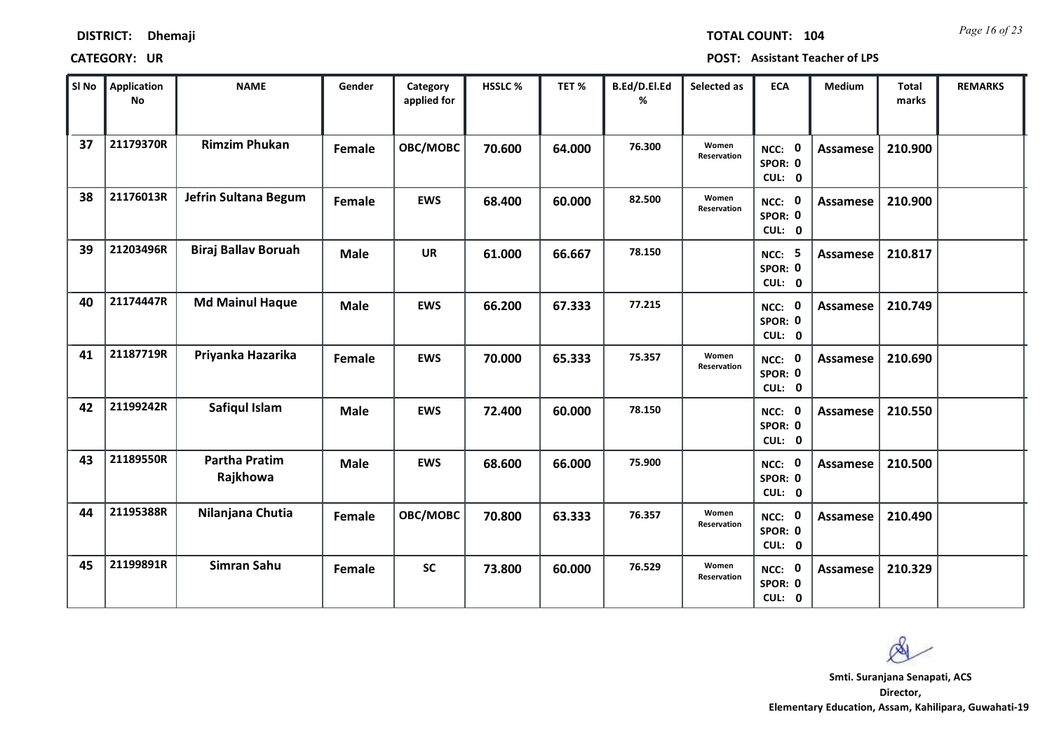**DISTRICT:** Dhemaji

**CATEGORY:** UR

**TOTAL COUNT:** 104

**POST:** Assistant Teacher of LPS

| Sl No | Application No | NAME | Gender | Category applied for | HSSLC % | TET % | B.Ed/D.El.Ed % | Selected as | ECA | Medium | Total marks | REMARKS |
|---|---|---|---|---|---|---|---|---|---|---|---|---|
| 37 | 21179370R | Rimzim Phukan | Female | OBC/MOBC | 70.600 | 64.000 | 76.300 | Women Reservation | NCC: 0 SPOR: 0 CUL: 0 | Assamese | 210.900 | |
| 38 | 21176013R | Jefrin Sultana Begum | Female | EWS | 68.400 | 60.000 | 82.500 | Women Reservation | NCC: 0 SPOR: 0 CUL: 0 | Assamese | 210.900 | |
| 39 | 21203496R | Biraj Ballav Boruah | Male | UR | 61.000 | 66.667 | 78.150 | | NCC: 5 SPOR: 0 CUL: 0 | Assamese | 210.817 | |
| 40 | 21174447R | Md Mainul Haque | Male | EWS | 66.200 | 67.333 | 77.215 | | NCC: 0 SPOR: 0 CUL: 0 | Assamese | 210.749 | |
| 41 | 21187719R | Priyanka Hazarika | Female | EWS | 70.000 | 65.333 | 75.357 | Women Reservation | NCC: 0 SPOR: 0 CUL: 0 | Assamese | 210.690 | |
| 42 | 21199242R | Safiqul Islam | Male | EWS | 72.400 | 60.000 | 78.150 | | NCC: 0 SPOR: 0 CUL: 0 | Assamese | 210.550 | |
| 43 | 21189550R | Partha Pratim Rajkhowa | Male | EWS | 68.600 | 66.000 | 75.900 | | NCC: 0 SPOR: 0 CUL: 0 | Assamese | 210.500 | |
| 44 | 21195388R | Nilanjana Chutia | Female | OBC/MOBC | 70.800 | 63.333 | 76.357 | Women Reservation | NCC: 0 SPOR: 0 CUL: 0 | Assamese | 210.490 | |
| 45 | 21199891R | Simran Sahu | Female | SC | 73.800 | 60.000 | 76.529 | Women Reservation | NCC: 0 SPOR: 0 CUL: 0 | Assamese | 210.329 | |

**Smti. Suranjana Senapati, ACS**
**Director,**
**Elementary Education, Assam, Kahilipara, Guwahati-19**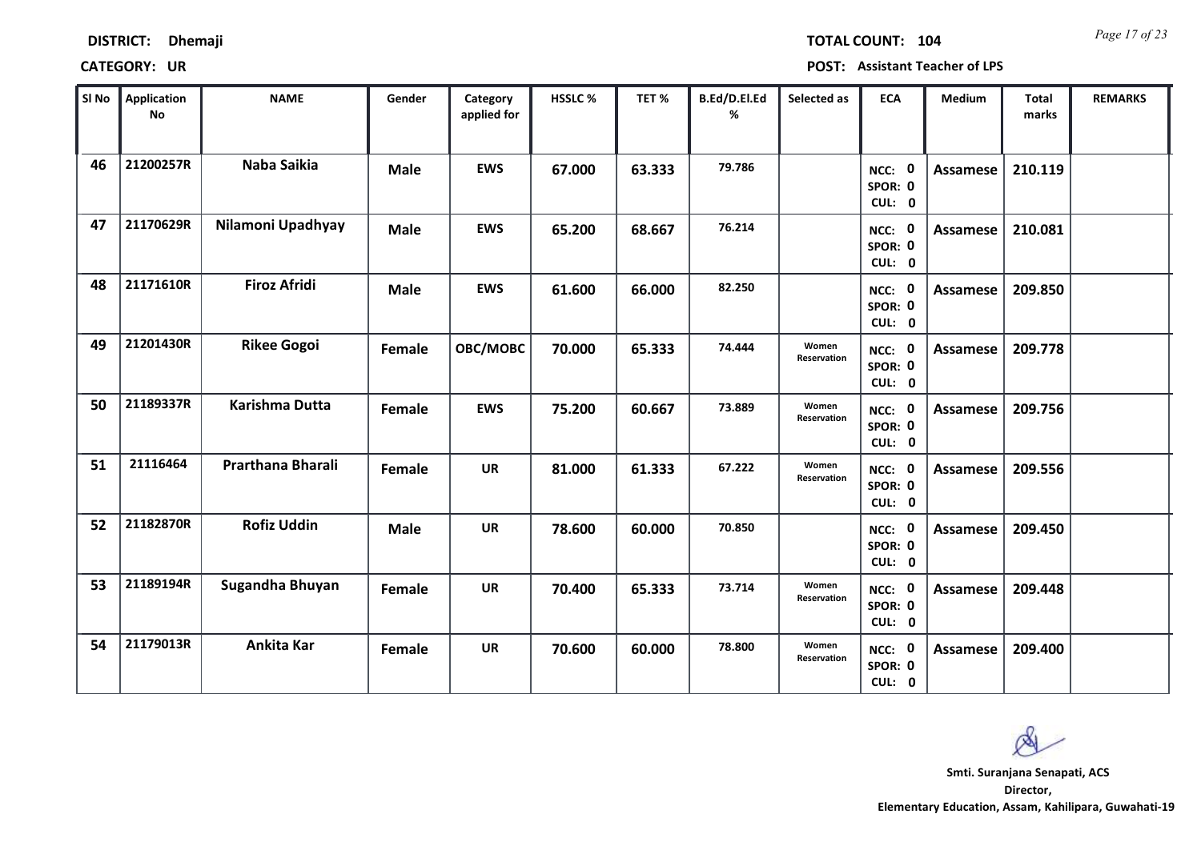**DISTRICT:** Dhemaji

**TOTAL COUNT:** 104

**CATEGORY:** UR

**POST:** Assistant Teacher of LPS

| Sl No | Application No | NAME | Gender | Category applied for | HSSLC % | TET % | B.Ed/D.El.Ed % | Selected as | ECA | Medium | Total marks | REMARKS |
|---|---|---|---|---|---|---|---|---|---|---|---|---|
| 46 | 21200257R | Naba Saikia | Male | EWS | 67.000 | 63.333 | 79.786 | | NCC: 0 SPOR: 0 CUL: 0 | Assamese | 210.119 | |
| 47 | 21170629R | Nilamoni Upadhyay | Male | EWS | 65.200 | 68.667 | 76.214 | | NCC: 0 SPOR: 0 CUL: 0 | Assamese | 210.081 | |
| 48 | 21171610R | Firoz Afridi | Male | EWS | 61.600 | 66.000 | 82.250 | | NCC: 0 SPOR: 0 CUL: 0 | Assamese | 209.850 | |
| 49 | 21201430R | Rikee Gogoi | Female | OBC/MOBC | 70.000 | 65.333 | 74.444 | Women Reservation | NCC: 0 SPOR: 0 CUL: 0 | Assamese | 209.778 | |
| 50 | 21189337R | Karishma Dutta | Female | EWS | 75.200 | 60.667 | 73.889 | Women Reservation | NCC: 0 SPOR: 0 CUL: 0 | Assamese | 209.756 | |
| 51 | 21116464 | Prarthana Bharali | Female | UR | 81.000 | 61.333 | 67.222 | Women Reservation | NCC: 0 SPOR: 0 CUL: 0 | Assamese | 209.556 | |
| 52 | 21182870R | Rofiz Uddin | Male | UR | 78.600 | 60.000 | 70.850 | | NCC: 0 SPOR: 0 CUL: 0 | Assamese | 209.450 | |
| 53 | 21189194R | Sugandha Bhuyan | Female | UR | 70.400 | 65.333 | 73.714 | Women Reservation | NCC: 0 SPOR: 0 CUL: 0 | Assamese | 209.448 | |
| 54 | 21179013R | Ankita Kar | Female | UR | 70.600 | 60.000 | 78.800 | Women Reservation | NCC: 0 SPOR: 0 CUL: 0 | Assamese | 209.400 | |

**Smti. Suranjana Senapati, ACS**
**Director,**
**Elementary Education, Assam, Kahilipara, Guwahati-19**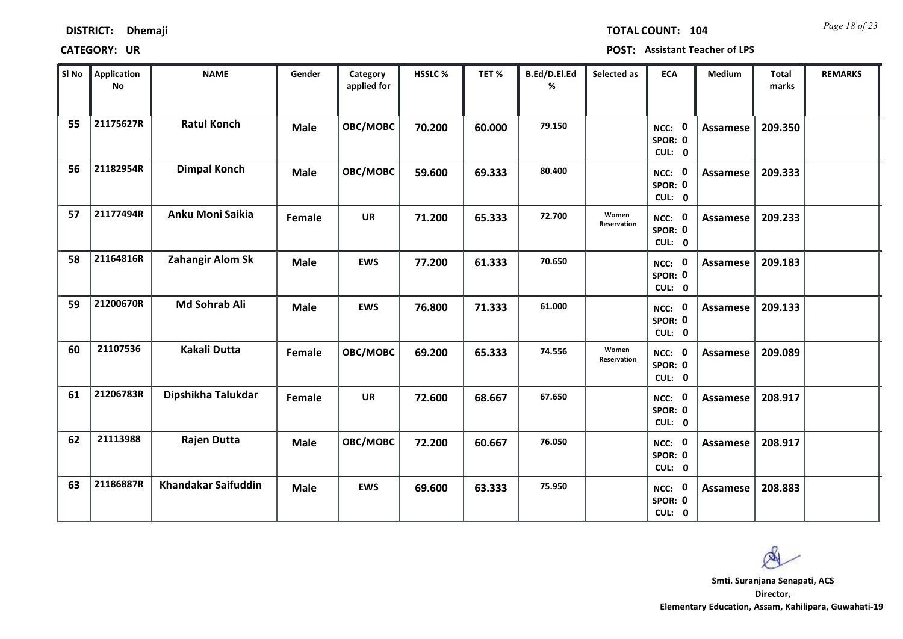**DISTRICT:** Dhemaji **TOTAL COUNT:** 104

**CATEGORY:** UR **POST:** Assistant Teacher of LPS

| Sl No | Application No | NAME | Gender | Category applied for | HSSLC % | TET % | B.Ed/D.El.Ed % | Selected as | ECA | Medium | Total marks | REMARKS |
|---|---|---|---|---|---|---|---|---|---|---|---|---|
| 55 | 21175627R | Ratul Konch | Male | OBC/MOBC | 70.200 | 60.000 | 79.150 | | NCC: 0 SPOR: 0 CUL: 0 | Assamese | 209.350 | |
| 56 | 21182954R | Dimpal Konch | Male | OBC/MOBC | 59.600 | 69.333 | 80.400 | | NCC: 0 SPOR: 0 CUL: 0 | Assamese | 209.333 | |
| 57 | 21177494R | Anku Moni Saikia | Female | UR | 71.200 | 65.333 | 72.700 | Women Reservation | NCC: 0 SPOR: 0 CUL: 0 | Assamese | 209.233 | |
| 58 | 21164816R | Zahangir Alom Sk | Male | EWS | 77.200 | 61.333 | 70.650 | | NCC: 0 SPOR: 0 CUL: 0 | Assamese | 209.183 | |
| 59 | 21200670R | Md Sohrab Ali | Male | EWS | 76.800 | 71.333 | 61.000 | | NCC: 0 SPOR: 0 CUL: 0 | Assamese | 209.133 | |
| 60 | 21107536 | Kakali Dutta | Female | OBC/MOBC | 69.200 | 65.333 | 74.556 | Women Reservation | NCC: 0 SPOR: 0 CUL: 0 | Assamese | 209.089 | |
| 61 | 21206783R | Dipshikha Talukdar | Female | UR | 72.600 | 68.667 | 67.650 | | NCC: 0 SPOR: 0 CUL: 0 | Assamese | 208.917 | |
| 62 | 21113988 | Rajen Dutta | Male | OBC/MOBC | 72.200 | 60.667 | 76.050 | | NCC: 0 SPOR: 0 CUL: 0 | Assamese | 208.917 | |
| 63 | 21186887R | Khandakar Saifuddin | Male | EWS | 69.600 | 63.333 | 75.950 | | NCC: 0 SPOR: 0 CUL: 0 | Assamese | 208.883 | |

**Smti. Suranjana Senapati, ACS**
**Director,**
**Elementary Education, Assam, Kahilipara, Guwahati-19**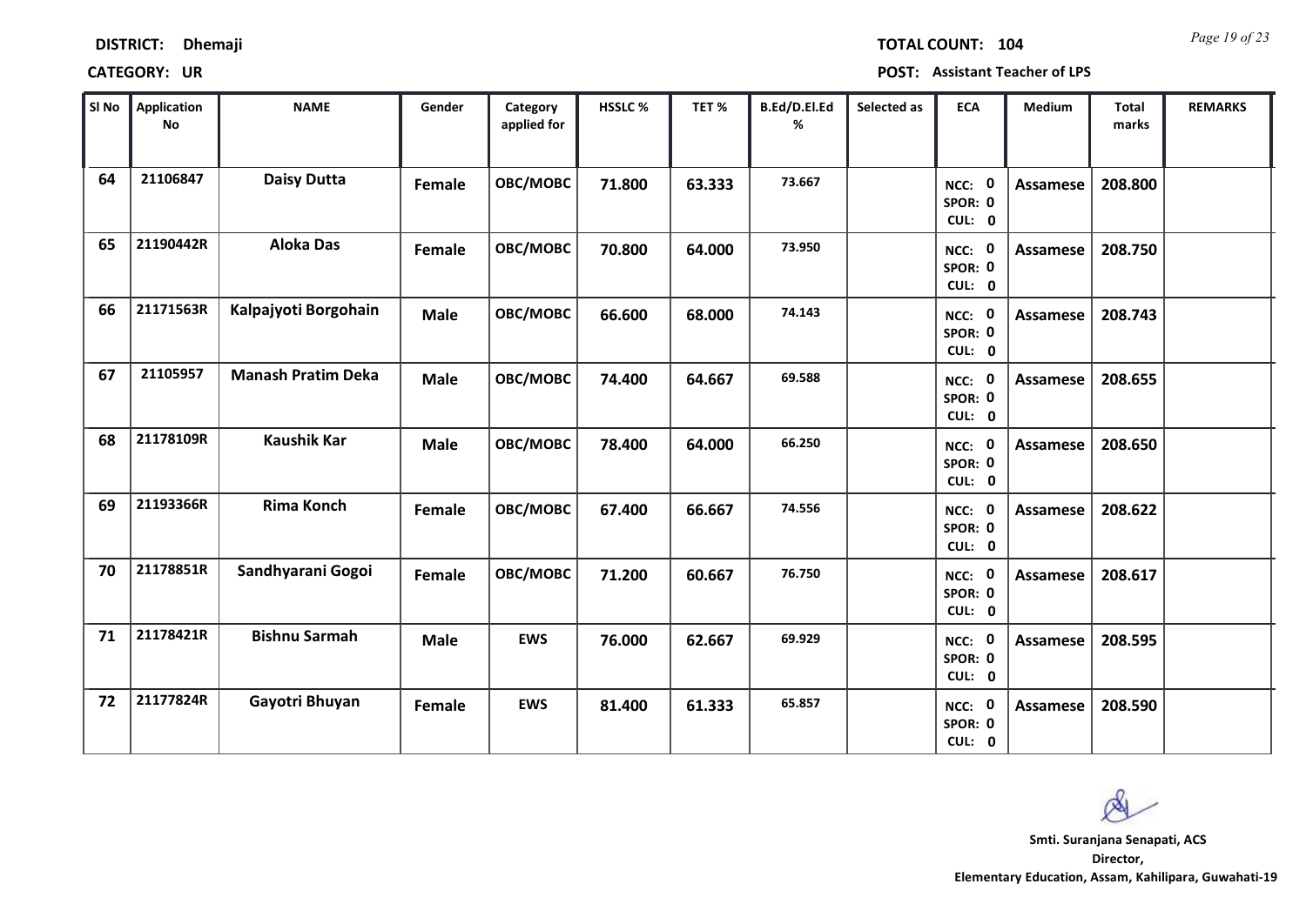**DISTRICT:** Dhemaji

**TOTAL COUNT:** 104

**CATEGORY:** UR

**POST:** Assistant Teacher of LPS

| Sl No | Application No | NAME | Gender | Category applied for | HSSLC % | TET % | B.Ed/D.El.Ed % | Selected as | ECA | Medium | Total marks | REMARKS |
|---|---|---|---|---|---|---|---|---|---|---|---|---|
| 64 | 21106847 | Daisy Dutta | Female | OBC/MOBC | 71.800 | 63.333 | 73.667 | | NCC: 0 SPOR: 0 CUL: 0 | Assamese | 208.800 | |
| 65 | 21190442R | Aloka Das | Female | OBC/MOBC | 70.800 | 64.000 | 73.950 | | NCC: 0 SPOR: 0 CUL: 0 | Assamese | 208.750 | |
| 66 | 21171563R | Kalpajyoti Borgohain | Male | OBC/MOBC | 66.600 | 68.000 | 74.143 | | NCC: 0 SPOR: 0 CUL: 0 | Assamese | 208.743 | |
| 67 | 21105957 | Manash Pratim Deka | Male | OBC/MOBC | 74.400 | 64.667 | 69.588 | | NCC: 0 SPOR: 0 CUL: 0 | Assamese | 208.655 | |
| 68 | 21178109R | Kaushik Kar | Male | OBC/MOBC | 78.400 | 64.000 | 66.250 | | NCC: 0 SPOR: 0 CUL: 0 | Assamese | 208.650 | |
| 69 | 21193366R | Rima Konch | Female | OBC/MOBC | 67.400 | 66.667 | 74.556 | | NCC: 0 SPOR: 0 CUL: 0 | Assamese | 208.622 | |
| 70 | 21178851R | Sandhyarani Gogoi | Female | OBC/MOBC | 71.200 | 60.667 | 76.750 | | NCC: 0 SPOR: 0 CUL: 0 | Assamese | 208.617 | |
| 71 | 21178421R | Bishnu Sarmah | Male | EWS | 76.000 | 62.667 | 69.929 | | NCC: 0 SPOR: 0 CUL: 0 | Assamese | 208.595 | |
| 72 | 21177824R | Gayotri Bhuyan | Female | EWS | 81.400 | 61.333 | 65.857 | | NCC: 0 SPOR: 0 CUL: 0 | Assamese | 208.590 | |

**Smti. Suranjana Senapati, ACS**
**Director,**
**Elementary Education, Assam, Kahilipara, Guwahati-19**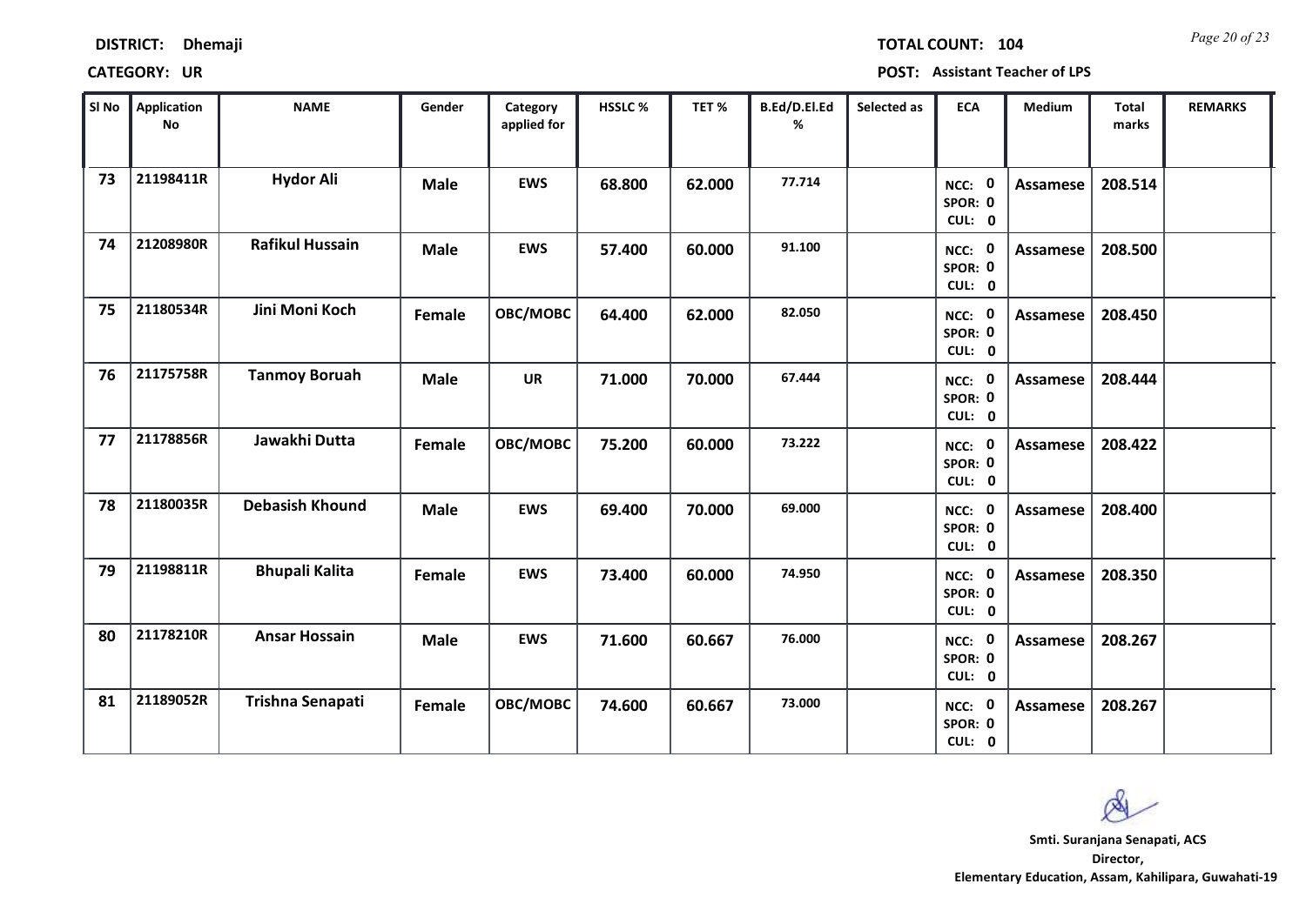**DISTRICT:** Dhemaji  **TOTAL COUNT:** 104

**CATEGORY:** UR  **POST:** Assistant Teacher of LPS

| Sl No | Application No | NAME | Gender | Category applied for | HSSLC % | TET % | B.Ed/D.El.Ed % | Selected as | ECA | Medium | Total marks | REMARKS |
|---|---|---|---|---|---|---|---|---|---|---|---|---|
| 73 | 21198411R | Hydor Ali | Male | EWS | 68.800 | 62.000 | 77.714 | | NCC: 0 SPOR: 0 CUL: 0 | Assamese | 208.514 | |
| 74 | 21208980R | Rafikul Hussain | Male | EWS | 57.400 | 60.000 | 91.100 | | NCC: 0 SPOR: 0 CUL: 0 | Assamese | 208.500 | |
| 75 | 21180534R | Jini Moni Koch | Female | OBC/MOBC | 64.400 | 62.000 | 82.050 | | NCC: 0 SPOR: 0 CUL: 0 | Assamese | 208.450 | |
| 76 | 21175758R | Tanmoy Boruah | Male | UR | 71.000 | 70.000 | 67.444 | | NCC: 0 SPOR: 0 CUL: 0 | Assamese | 208.444 | |
| 77 | 21178856R | Jawakhi Dutta | Female | OBC/MOBC | 75.200 | 60.000 | 73.222 | | NCC: 0 SPOR: 0 CUL: 0 | Assamese | 208.422 | |
| 78 | 21180035R | Debasish Khound | Male | EWS | 69.400 | 70.000 | 69.000 | | NCC: 0 SPOR: 0 CUL: 0 | Assamese | 208.400 | |
| 79 | 21198811R | Bhupali Kalita | Female | EWS | 73.400 | 60.000 | 74.950 | | NCC: 0 SPOR: 0 CUL: 0 | Assamese | 208.350 | |
| 80 | 21178210R | Ansar Hossain | Male | EWS | 71.600 | 60.667 | 76.000 | | NCC: 0 SPOR: 0 CUL: 0 | Assamese | 208.267 | |
| 81 | 21189052R | Trishna Senapati | Female | OBC/MOBC | 74.600 | 60.667 | 73.000 | | NCC: 0 SPOR: 0 CUL: 0 | Assamese | 208.267 | |

**Smti. Suranjana Senapati, ACS**
**Director,**
**Elementary Education, Assam, Kahilipara, Guwahati-19**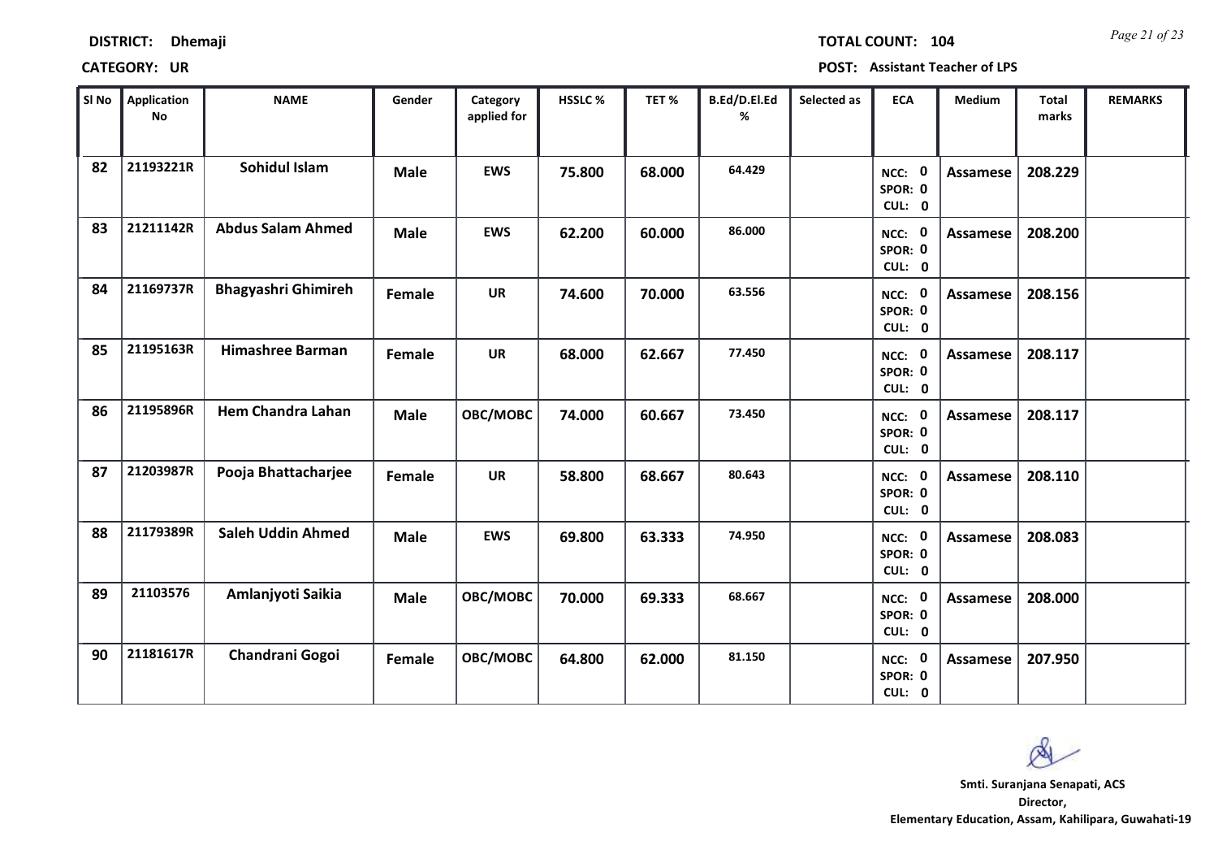**DISTRICT:** Dhemaji **TOTAL COUNT:** 104

**CATEGORY:** UR **POST:** Assistant Teacher of LPS

| Sl No | Application No | NAME | Gender | Category applied for | HSSLC % | TET % | B.Ed/D.El.Ed % | Selected as | ECA | Medium | Total marks | REMARKS |
|---|---|---|---|---|---|---|---|---|---|---|---|---|
| 82 | 21193221R | Sohidul Islam | Male | EWS | 75.800 | 68.000 | 64.429 | | NCC: 0 SPOR: 0 CUL: 0 | Assamese | 208.229 | |
| 83 | 21211142R | Abdus Salam Ahmed | Male | EWS | 62.200 | 60.000 | 86.000 | | NCC: 0 SPOR: 0 CUL: 0 | Assamese | 208.200 | |
| 84 | 21169737R | Bhagyashri Ghimireh | Female | UR | 74.600 | 70.000 | 63.556 | | NCC: 0 SPOR: 0 CUL: 0 | Assamese | 208.156 | |
| 85 | 21195163R | Himashree Barman | Female | UR | 68.000 | 62.667 | 77.450 | | NCC: 0 SPOR: 0 CUL: 0 | Assamese | 208.117 | |
| 86 | 21195896R | Hem Chandra Lahan | Male | OBC/MOBC | 74.000 | 60.667 | 73.450 | | NCC: 0 SPOR: 0 CUL: 0 | Assamese | 208.117 | |
| 87 | 21203987R | Pooja Bhattacharjee | Female | UR | 58.800 | 68.667 | 80.643 | | NCC: 0 SPOR: 0 CUL: 0 | Assamese | 208.110 | |
| 88 | 21179389R | Saleh Uddin Ahmed | Male | EWS | 69.800 | 63.333 | 74.950 | | NCC: 0 SPOR: 0 CUL: 0 | Assamese | 208.083 | |
| 89 | 21103576 | Amlanjyoti Saikia | Male | OBC/MOBC | 70.000 | 69.333 | 68.667 | | NCC: 0 SPOR: 0 CUL: 0 | Assamese | 208.000 | |
| 90 | 21181617R | Chandrani Gogoi | Female | OBC/MOBC | 64.800 | 62.000 | 81.150 | | NCC: 0 SPOR: 0 CUL: 0 | Assamese | 207.950 | |

**Smti. Suranjana Senapati, ACS**
**Director,**
**Elementary Education, Assam, Kahilipara, Guwahati-19**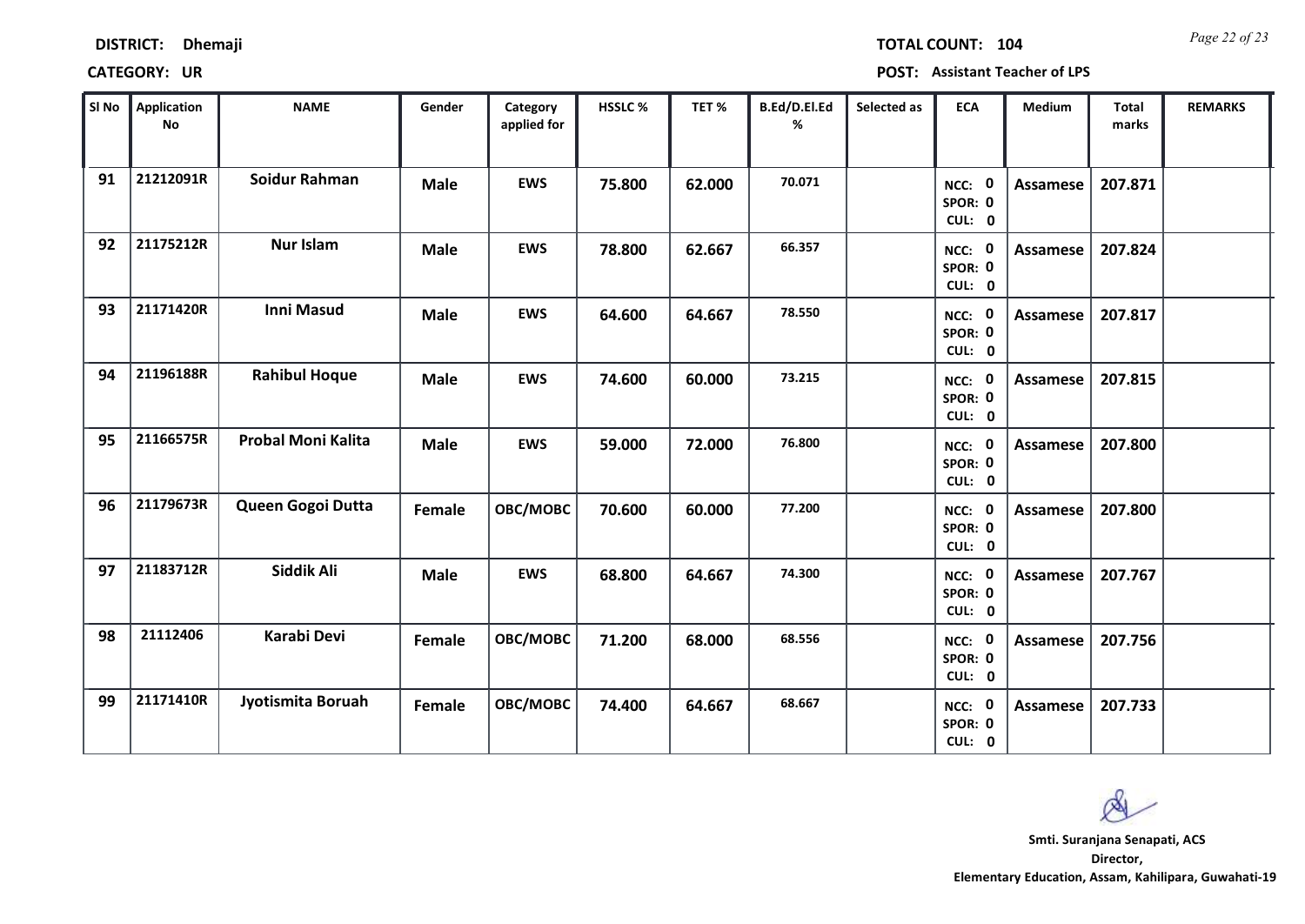**DISTRICT:** Dhemaji **TOTAL COUNT:** 104

**CATEGORY:** UR **POST:** Assistant Teacher of LPS

| Sl No | Application No | NAME | Gender | Category applied for | HSSLC % | TET % | B.Ed/D.El.Ed % | Selected as | ECA | Medium | Total marks | REMARKS |
|---|---|---|---|---|---|---|---|---|---|---|---|---|
| 91 | 21212091R | Soidur Rahman | Male | EWS | 75.800 | 62.000 | 70.071 | | NCC: 0 SPOR: 0 CUL: 0 | Assamese | 207.871 | |
| 92 | 21175212R | Nur Islam | Male | EWS | 78.800 | 62.667 | 66.357 | | NCC: 0 SPOR: 0 CUL: 0 | Assamese | 207.824 | |
| 93 | 21171420R | Inni Masud | Male | EWS | 64.600 | 64.667 | 78.550 | | NCC: 0 SPOR: 0 CUL: 0 | Assamese | 207.817 | |
| 94 | 21196188R | Rahibul Hoque | Male | EWS | 74.600 | 60.000 | 73.215 | | NCC: 0 SPOR: 0 CUL: 0 | Assamese | 207.815 | |
| 95 | 21166575R | Probal Moni Kalita | Male | EWS | 59.000 | 72.000 | 76.800 | | NCC: 0 SPOR: 0 CUL: 0 | Assamese | 207.800 | |
| 96 | 21179673R | Queen Gogoi Dutta | Female | OBC/MOBC | 70.600 | 60.000 | 77.200 | | NCC: 0 SPOR: 0 CUL: 0 | Assamese | 207.800 | |
| 97 | 21183712R | Siddik Ali | Male | EWS | 68.800 | 64.667 | 74.300 | | NCC: 0 SPOR: 0 CUL: 0 | Assamese | 207.767 | |
| 98 | 21112406 | Karabi Devi | Female | OBC/MOBC | 71.200 | 68.000 | 68.556 | | NCC: 0 SPOR: 0 CUL: 0 | Assamese | 207.756 | |
| 99 | 21171410R | Jyotismita Boruah | Female | OBC/MOBC | 74.400 | 64.667 | 68.667 | | NCC: 0 SPOR: 0 CUL: 0 | Assamese | 207.733 | |

**Smti. Suranjana Senapati, ACS**
**Director,**
**Elementary Education, Assam, Kahilipara, Guwahati-19**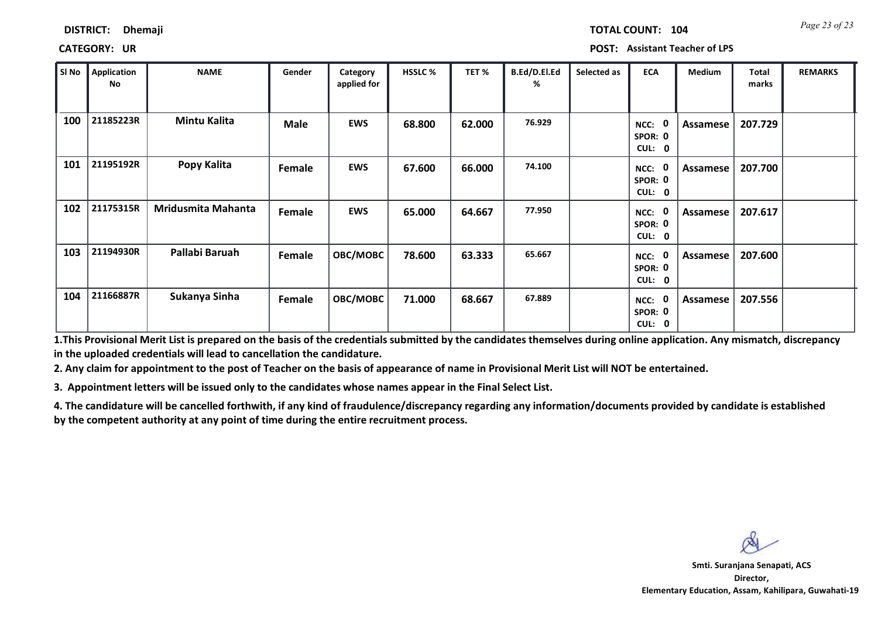**DISTRICT:** Dhemaji

**TOTAL COUNT:** 104

**CATEGORY:** UR

**POST:** Assistant Teacher of LPS

| Sl No | Application No | NAME | Gender | Category applied for | HSSLC % | TET % | B.Ed/D.El.Ed % | Selected as | ECA | Medium | Total marks | REMARKS |
|---|---|---|---|---|---|---|---|---|---|---|---|---|
| 100 | 21185223R | Mintu Kalita | Male | EWS | 68.800 | 62.000 | 76.929 | | NCC: 0 SPOR: 0 CUL: 0 | Assamese | 207.729 | |
| 101 | 21195192R | Popy Kalita | Female | EWS | 67.600 | 66.000 | 74.100 | | NCC: 0 SPOR: 0 CUL: 0 | Assamese | 207.700 | |
| 102 | 21175315R | Mridusmita Mahanta | Female | EWS | 65.000 | 64.667 | 77.950 | | NCC: 0 SPOR: 0 CUL: 0 | Assamese | 207.617 | |
| 103 | 21194930R | Pallabi Baruah | Female | OBC/MOBC | 78.600 | 63.333 | 65.667 | | NCC: 0 SPOR: 0 CUL: 0 | Assamese | 207.600 | |
| 104 | 21166887R | Sukanya Sinha | Female | OBC/MOBC | 71.000 | 68.667 | 67.889 | | NCC: 0 SPOR: 0 CUL: 0 | Assamese | 207.556 | |

**1.This Provisional Merit List is prepared on the basis of the credentials submitted by the candidates themselves during online application. Any mismatch, discrepancy in the uploaded credentials will lead to cancellation the candidature.**

**2. Any claim for appointment to the post of Teacher on the basis of appearance of name in Provisional Merit List will NOT be entertained.**

**3. Appointment letters will be issued only to the candidates whose names appear in the Final Select List.**

**4. The candidature will be cancelled forthwith, if any kind of fraudulence/discrepancy regarding any information/documents provided by candidate is established by the competent authority at any point of time during the entire recruitment process.**

**Smti. Suranjana Senapati, ACS**
**Director,**
**Elementary Education, Assam, Kahilipara, Guwahati-19**